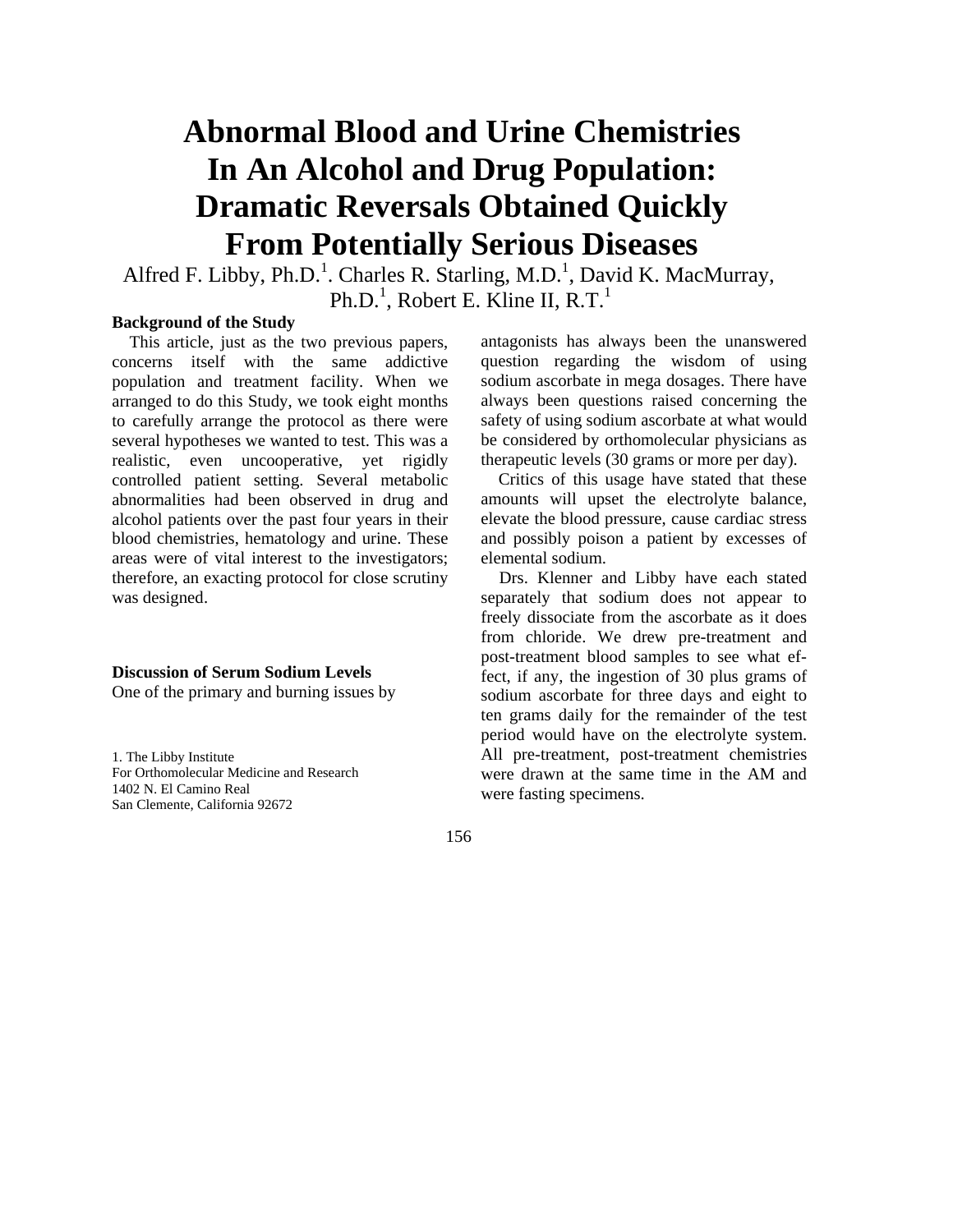# Abnormal Blood and Urine Chemistries In An Alcohol and Drug Population: Dramatic Reversals Obtained Quickly From Potentially Serious Diseases

Alfred F. Libby, Ph.D.[1]. Charles R. Starling, M.D.[1], David K. MacMurray, Ph.D.[1], Robert E. Kline II, R.T.[1]

**Background of the Study**

This article, just as the two previous papers, concerns itself with the same addictive population and treatment facility. When we arranged to do this Study, we took eight months to carefully arrange the protocol as there were several hypotheses we wanted to test. This was a realistic, even uncooperative, yet rigidly controlled patient setting. Several metabolic abnormalities had been observed in drug and alcohol patients over the past four years in their blood chemistries, hematology and urine. These areas were of vital interest to the investigators; therefore, an exacting protocol for close scrutiny was designed.

**Discussion of Serum Sodium Levels**

One of the primary and burning issues by antagonists has always been the unanswered question regarding the wisdom of using sodium ascorbate in mega dosages. There have always been questions raised concerning the safety of using sodium ascorbate at what would be considered by orthomolecular physicians as therapeutic levels (30 grams or more per day).

Critics of this usage have stated that these amounts will upset the electrolyte balance, elevate the blood pressure, cause cardiac stress and possibly poison a patient by excesses of elemental sodium.

Drs. Klenner and Libby have each stated separately that sodium does not appear to freely dissociate from the ascorbate as it does from chloride. We drew pre-treatment and post-treatment blood samples to see what effect, if any, the ingestion of 30 plus grams of sodium ascorbate for three days and eight to ten grams daily for the remainder of the test period would have on the electrolyte system. All pre-treatment, post-treatment chemistries were drawn at the same time in the AM and were fasting specimens.

1. The Libby Institute
For Orthomolecular Medicine and Research
1402 N. El Camino Real
San Clemente, California 92672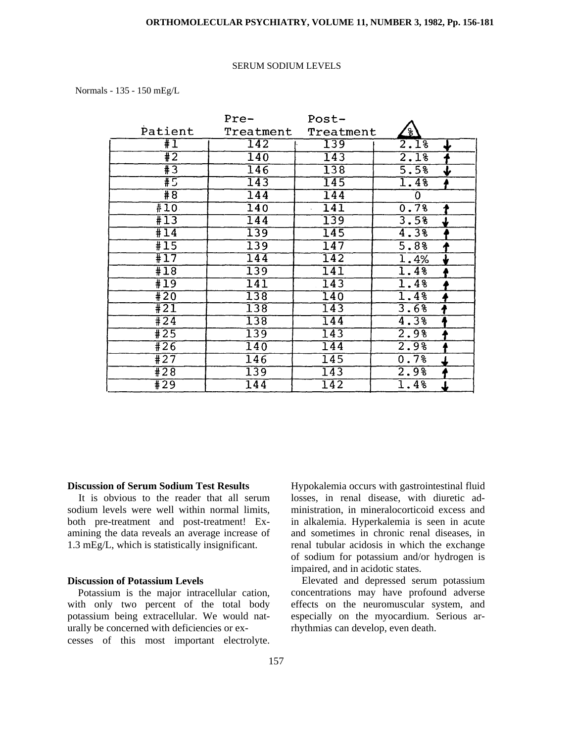SERUM SODIUM LEVELS

Normals - 135 - 150 mEg/L

| Patient | Pre-Treatment | Post-Treatment | Δ % |
|---|---|---|---|
| #1 | 142 | 139 | 2.1% ↓ |
| #2 | 140 | 143 | 2.1% ↑ |
| #3 | 146 | 138 | 5.5% ↓ |
| #5 | 143 | 145 | 1.4% ↑ |
| #8 | 144 | 144 | 0 |
| #10 | 140 | 141 | 0.7% ↑ |
| #13 | 144 | 139 | 3.5% ↓ |
| #14 | 139 | 145 | 4.3% ↑ |
| #15 | 139 | 147 | 5.8% ↑ |
| #17 | 144 | 142 | 1.4% ↓ |
| #18 | 139 | 141 | 1.4% ↑ |
| #19 | 141 | 143 | 1.4% ↑ |
| #20 | 138 | 140 | 1.4% ↑ |
| #21 | 138 | 143 | 3.6% ↑ |
| #24 | 138 | 144 | 4.3% ↑ |
| #25 | 139 | 143 | 2.9% ↑ |
| #26 | 140 | 144 | 2.9% ↑ |
| #27 | 146 | 145 | 0.7% ↓ |
| #28 | 139 | 143 | 2.9% ↑ |
| #29 | 144 | 142 | 1.4% ↓ |

### Discussion of Serum Sodium Test Results

It is obvious to the reader that all serum sodium levels were well within normal limits, both pre-treatment and post-treatment! Examining the data reveals an average increase of 1.3 mEg/L, which is statistically insignificant.

### Discussion of Potassium Levels

Potassium is the major intracellular cation, with only two percent of the total body potassium being extracellular. We would naturally be concerned with deficiencies or excesses of this most important electrolyte. Hypokalemia occurs with gastrointestinal fluid losses, in renal disease, with diuretic administration, in mineralocorticoid excess and in alkalemia. Hyperkalemia is seen in acute and sometimes in chronic renal diseases, in renal tubular acidosis in which the exchange of sodium for potassium and/or hydrogen is impaired, and in acidotic states.

Elevated and depressed serum potassium concentrations may have profound adverse effects on the neuromuscular system, and especially on the myocardium. Serious arrhythmias can develop, even death.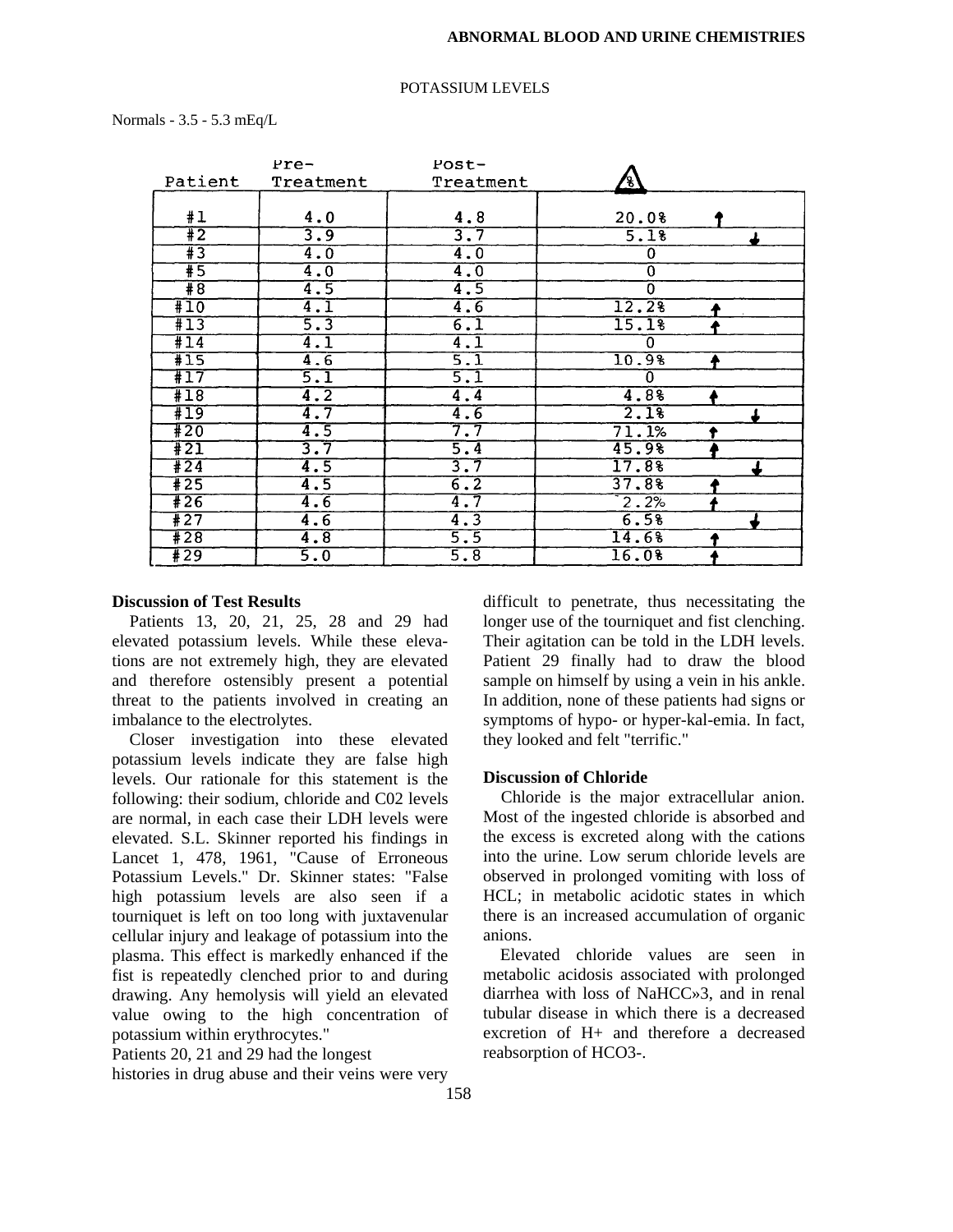# ABNORMAL BLOOD AND URINE CHEMISTRIES

## POTASSIUM LEVELS

Normals - 3.5 - 5.3 mEq/L

| Patient | Pre-Treatment | Post-Treatment | Δ% | |
|---|---|---|---|---|
| #1 | 4.0 | 4.8 | 20.0% | ↑ |
| #2 | 3.9 | 3.7 | 5.1% | ↓ |
| #3 | 4.0 | 4.0 | 0 | |
| #5 | 4.0 | 4.0 | 0 | |
| #8 | 4.5 | 4.5 | 0 | |
| #10 | 4.1 | 4.6 | 12.2% | ↑ |
| #13 | 5.3 | 6.1 | 15.1% | ↑ |
| #14 | 4.1 | 4.1 | 0 | |
| #15 | 4.6 | 5.1 | 10.9% | ↑ |
| #17 | 5.1 | 5.1 | 0 | |
| #18 | 4.2 | 4.4 | 4.8% | ↑ |
| #19 | 4.7 | 4.6 | 2.1% | ↓ |
| #20 | 4.5 | 7.7 | 71.1% | ↑ |
| #21 | 3.7 | 5.4 | 45.9% | ↑ |
| #24 | 4.5 | 3.7 | 17.8% | ↓ |
| #25 | 4.5 | 6.2 | 37.8% | ↑ |
| #26 | 4.6 | 4.7 | 2.2% | ↑ |
| #27 | 4.6 | 4.3 | 6.5% | ↓ |
| #28 | 4.8 | 5.5 | 14.6% | ↑ |
| #29 | 5.0 | 5.8 | 16.0% | ↑ |

### Discussion of Test Results

Patients 13, 20, 21, 25, 28 and 29 had elevated potassium levels. While these elevations are not extremely high, they are elevated and therefore ostensibly present a potential threat to the patients involved in creating an imbalance to the electrolytes.

Closer investigation into these elevated potassium levels indicate they are false high levels. Our rationale for this statement is the following: their sodium, chloride and C02 levels are normal, in each case their LDH levels were elevated. S.L. Skinner reported his findings in Lancet 1, 478, 1961, "Cause of Erroneous Potassium Levels." Dr. Skinner states: "False high potassium levels are also seen if a tourniquet is left on too long with juxtavenular cellular injury and leakage of potassium into the plasma. This effect is markedly enhanced if the fist is repeatedly clenched prior to and during drawing. Any hemolysis will yield an elevated value owing to the high concentration of potassium within erythrocytes."

Patients 20, 21 and 29 had the longest histories in drug abuse and their veins were very difficult to penetrate, thus necessitating the longer use of the tourniquet and fist clenching. Their agitation can be told in the LDH levels. Patient 29 finally had to draw the blood sample on himself by using a vein in his ankle. In addition, none of these patients had signs or symptoms of hypo- or hyper-kal-emia. In fact, they looked and felt "terrific."

### Discussion of Chloride

Chloride is the major extracellular anion. Most of the ingested chloride is absorbed and the excess is excreted along with the cations into the urine. Low serum chloride levels are observed in prolonged vomiting with loss of HCL; in metabolic acidotic states in which there is an increased accumulation of organic anions.

Elevated chloride values are seen in metabolic acidosis associated with prolonged diarrhea with loss of $NaHCO_3$, and in renal tubular disease in which there is a decreased excretion of $H^+$ and therefore a decreased reabsorption of $HCO_3^-$.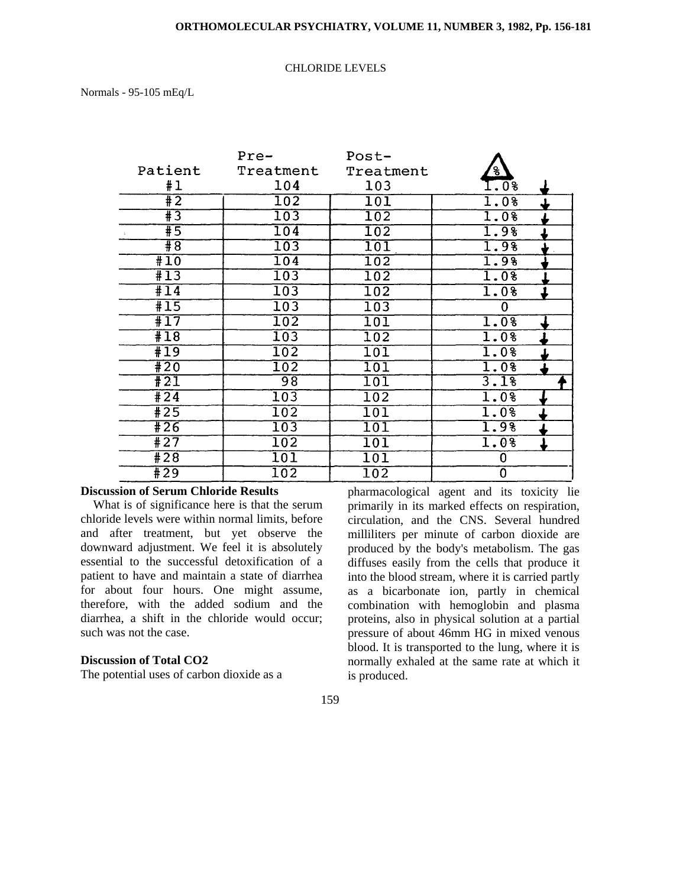CHLORIDE LEVELS

Normals - 95-105 mEq/L

| Patient | Pre-Treatment | Post-Treatment | Δ % |
|---|---|---|---|
| #1 | 104 | 103 | 1.0% ↓ |
| #2 | 102 | 101 | 1.0% ↓ |
| #3 | 103 | 102 | 1.0% ↓ |
| #5 | 104 | 102 | 1.9% ↓ |
| #8 | 103 | 101 | 1.9% ↓ |
| #10 | 104 | 102 | 1.9% ↓ |
| #13 | 103 | 102 | 1.0% ↓ |
| #14 | 103 | 102 | 1.0% ↓ |
| #15 | 103 | 103 | 0 |
| #17 | 102 | 101 | 1.0% ↓ |
| #18 | 103 | 102 | 1.0% ↓ |
| #19 | 102 | 101 | 1.0% ↓ |
| #20 | 102 | 101 | 1.0% ↓ |
| #21 | 98 | 101 | 3.1% ↑ |
| #24 | 103 | 102 | 1.0% ↓ |
| #25 | 102 | 101 | 1.0% ↓ |
| #26 | 103 | 101 | 1.9% ↓ |
| #27 | 102 | 101 | 1.0% ↓ |
| #28 | 101 | 101 | 0 |
| #29 | 102 | 102 | 0 |

**Discussion of Serum Chloride Results**

What is of significance here is that the serum chloride levels were within normal limits, before and after treatment, but yet observe the downward adjustment. We feel it is absolutely essential to the successful detoxification of a patient to have and maintain a state of diarrhea for about four hours. One might assume, therefore, with the added sodium and the diarrhea, a shift in the chloride would occur; such was not the case.

**Discussion of Total CO2**

The potential uses of carbon dioxide as a pharmacological agent and its toxicity lie primarily in its marked effects on respiration, circulation, and the CNS. Several hundred milliliters per minute of carbon dioxide are produced by the body's metabolism. The gas diffuses easily from the cells that produce it into the blood stream, where it is carried partly as a bicarbonate ion, partly in chemical combination with hemoglobin and plasma proteins, also in physical solution at a partial pressure of about 46mm HG in mixed venous blood. It is transported to the lung, where it is normally exhaled at the same rate at which it is produced.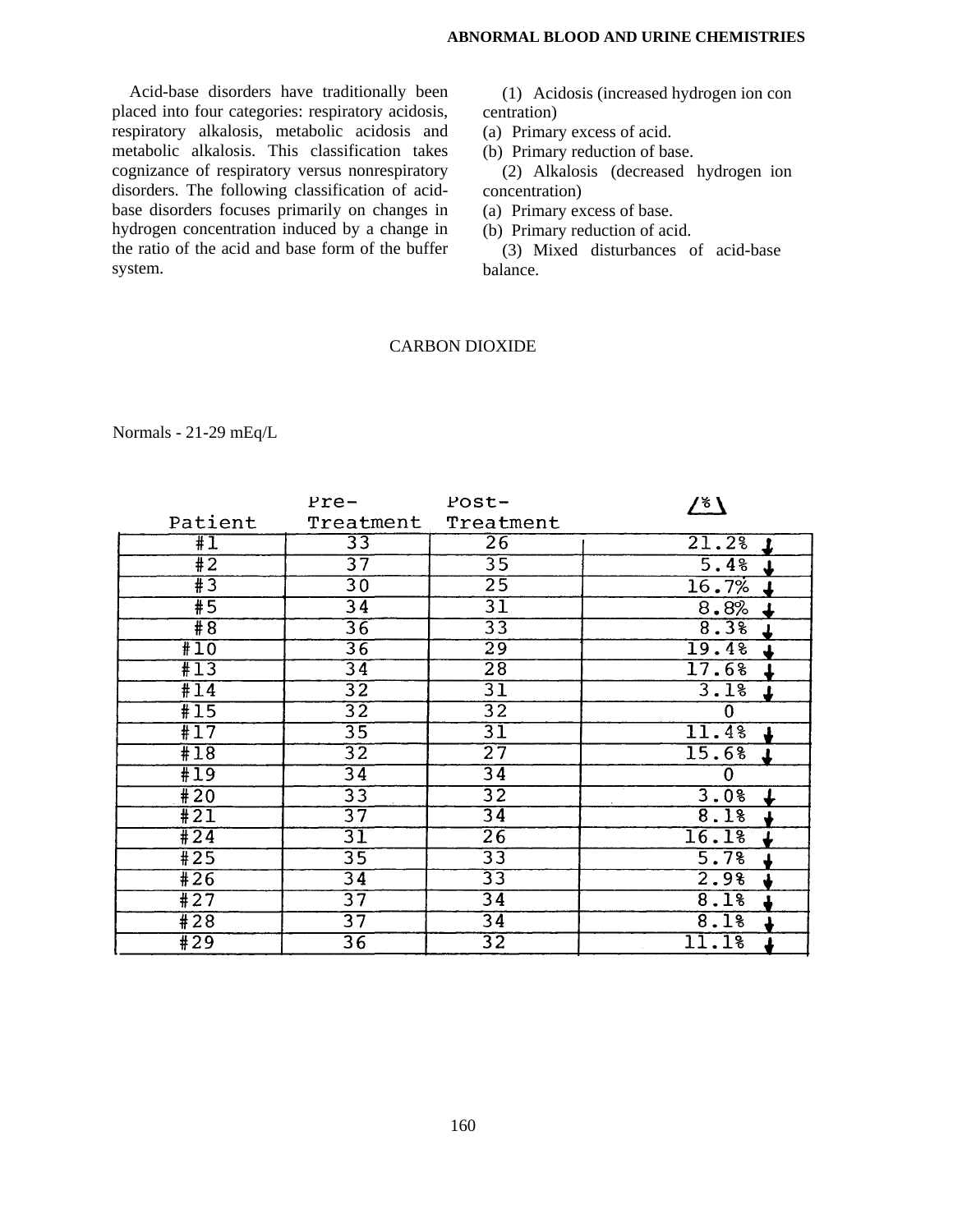Acid-base disorders have traditionally been placed into four categories: respiratory acidosis, respiratory alkalosis, metabolic acidosis and metabolic alkalosis. This classification takes cognizance of respiratory versus nonrespiratory disorders. The following classification of acid-base disorders focuses primarily on changes in hydrogen concentration induced by a change in the ratio of the acid and base form of the buffer system.

(1) Acidosis (increased hydrogen ion con centration)
(a) Primary excess of acid.
(b) Primary reduction of base.

(2) Alkalosis (decreased hydrogen ion concentration)
(a) Primary excess of base.
(b) Primary reduction of acid.

(3) Mixed disturbances of acid-base balance.

## CARBON DIOXIDE

Normals - 21-29 mEq/L

| Patient | Pre-Treatment | Post-Treatment | /%\ |
|---|---|---|---|
| #1 | 33 | 26 | 21.2% ↓ |
| #2 | 37 | 35 | 5.4% ↓ |
| #3 | 30 | 25 | 16.7% ↓ |
| #5 | 34 | 31 | 8.8% ↓ |
| #8 | 36 | 33 | 8.3% ↓ |
| #10 | 36 | 29 | 19.4% ↓ |
| #13 | 34 | 28 | 17.6% ↓ |
| #14 | 32 | 31 | 3.1% ↓ |
| #15 | 32 | 32 | 0 |
| #17 | 35 | 31 | 11.4% ↓ |
| #18 | 32 | 27 | 15.6% ↓ |
| #19 | 34 | 34 | 0 |
| #20 | 33 | 32 | 3.0% ↓ |
| #21 | 37 | 34 | 8.1% ↓ |
| #24 | 31 | 26 | 16.1% ↓ |
| #25 | 35 | 33 | 5.7% ↓ |
| #26 | 34 | 33 | 2.9% ↓ |
| #27 | 37 | 34 | 8.1% ↓ |
| #28 | 37 | 34 | 8.1% ↓ |
| #29 | 36 | 32 | 11.1% ↓ |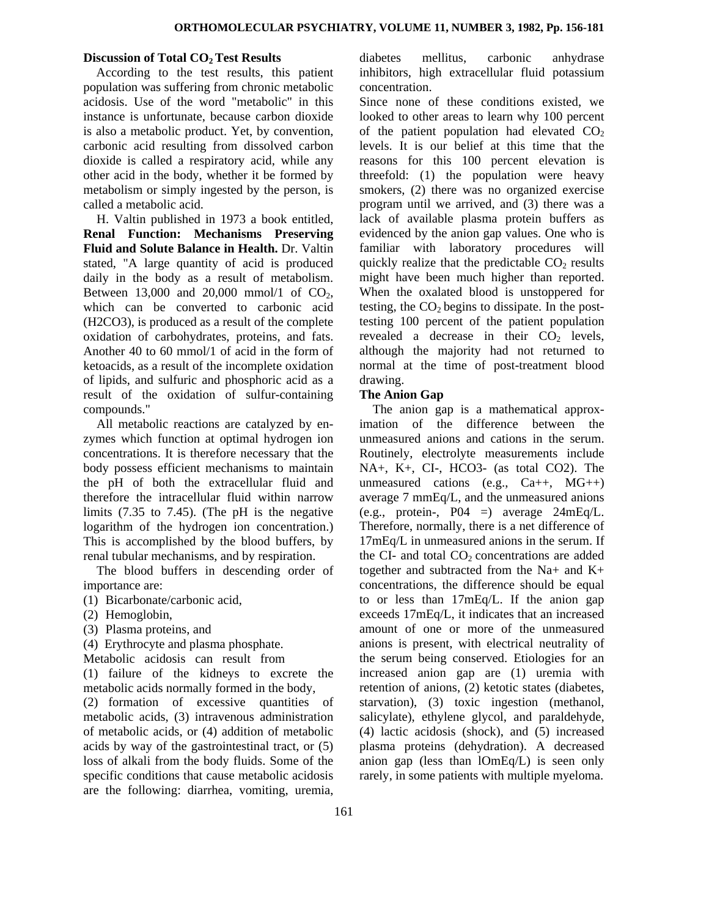### Discussion of Total $CO_2$ Test Results

According to the test results, this patient population was suffering from chronic metabolic acidosis. Use of the word "metabolic" in this instance is unfortunate, because carbon dioxide is also a metabolic product. Yet, by convention, carbonic acid resulting from dissolved carbon dioxide is called a respiratory acid, while any other acid in the body, whether it be formed by metabolism or simply ingested by the person, is called a metabolic acid.

H. Valtin published in 1973 a book entitled, **Renal Function: Mechanisms Preserving Fluid and Solute Balance in Health.** Dr. Valtin stated, "A large quantity of acid is produced daily in the body as a result of metabolism. Between 13,000 and 20,000 mmol/1 of $CO_2$, which can be converted to carbonic acid (H2CO3), is produced as a result of the complete oxidation of carbohydrates, proteins, and fats. Another 40 to 60 mmol/1 of acid in the form of ketoacids, as a result of the incomplete oxidation of lipids, and sulfuric and phosphoric acid as a result of the oxidation of sulfur-containing compounds."

All metabolic reactions are catalyzed by enzymes which function at optimal hydrogen ion concentrations. It is therefore necessary that the body possess efficient mechanisms to maintain the pH of both the extracellular fluid and therefore the intracellular fluid within narrow limits (7.35 to 7.45). (The pH is the negative logarithm of the hydrogen ion concentration.) This is accomplished by the blood buffers, by renal tubular mechanisms, and by respiration.

The blood buffers in descending order of importance are:

(1) Bicarbonate/carbonic acid,
(2) Hemoglobin,
(3) Plasma proteins, and
(4) Erythrocyte and plasma phosphate.

Metabolic acidosis can result from (1) failure of the kidneys to excrete the metabolic acids normally formed in the body, (2) formation of excessive quantities of metabolic acids, (3) intravenous administration of metabolic acids, or (4) addition of metabolic acids by way of the gastrointestinal tract, or (5) loss of alkali from the body fluids. Some of the specific conditions that cause metabolic acidosis are the following: diarrhea, vomiting, uremia, diabetes mellitus, carbonic anhydrase inhibitors, high extracellular fluid potassium concentration.

Since none of these conditions existed, we looked to other areas to learn why 100 percent of the patient population had elevated $CO_2$ levels. It is our belief at this time that the reasons for this 100 percent elevation is threefold: (1) the population were heavy smokers, (2) there was no organized exercise program until we arrived, and (3) there was a lack of available plasma protein buffers as evidenced by the anion gap values. One who is familiar with laboratory procedures will quickly realize that the predictable $CO_2$ results might have been much higher than reported. When the oxalated blood is unstoppered for testing, the $CO_2$ begins to dissipate. In the post-testing 100 percent of the patient population revealed a decrease in their $CO_2$ levels, although the majority had not returned to normal at the time of post-treatment blood drawing.

### The Anion Gap

The anion gap is a mathematical approximation of the difference between the unmeasured anions and cations in the serum. Routinely, electrolyte measurements include NA+, K+, CI-, HCO3- (as total CO2). The unmeasured cations (e.g., Ca++, MG++) average 7 mmEq/L, and the unmeasured anions (e.g., protein-, P04 =) average 24mEq/L. Therefore, normally, there is a net difference of 17mEq/L in unmeasured anions in the serum. If the CI- and total $CO_2$ concentrations are added together and subtracted from the Na+ and K+ concentrations, the difference should be equal to or less than 17mEq/L. If the anion gap exceeds 17mEq/L, it indicates that an increased amount of one or more of the unmeasured anions is present, with electrical neutrality of the serum being conserved. Etiologies for an increased anion gap are (1) uremia with retention of anions, (2) ketotic states (diabetes, starvation), (3) toxic ingestion (methanol, salicylate), ethylene glycol, and paraldehyde, (4) lactic acidosis (shock), and (5) increased plasma proteins (dehydration). A decreased anion gap (less than lOmEq/L) is seen only rarely, in some patients with multiple myeloma.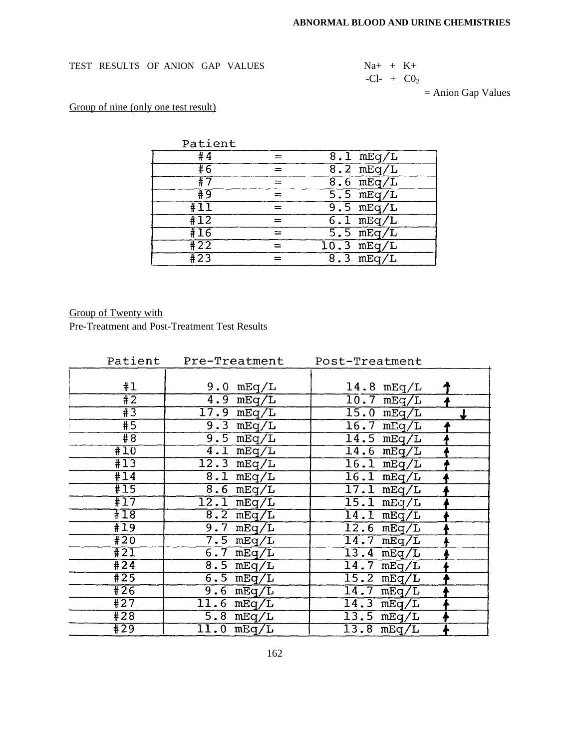TEST RESULTS OF ANION GAP VALUES

$Na^+$ + $K^+$
$-Cl^-$ + $CO_2$
= Anion Gap Values

Group of nine (only one test result)

| Patient | | |
|---|---|---|
| #4 | = | 8.1 mEq/L |
| #6 | = | 8.2 mEq/L |
| #7 | = | 8.6 mEq/L |
| #9 | = | 5.5 mEq/L |
| #11 | = | 9.5 mEq/L |
| #12 | = | 6.1 mEq/L |
| #16 | = | 5.5 mEq/L |
| #22 | = | 10.3 mEq/L |
| #23 | = | 8.3 mEq/L |

Group of Twenty with
Pre-Treatment and Post-Treatment Test Results

| Patient | Pre-Treatment | Post-Treatment |
|---|---|---|
| #1 | 9.0 mEq/L | 14.8 mEq/L ↑ |
| #2 | 4.9 mEq/L | 10.7 mEq/L ↑ |
| #3 | 17.9 mEq/L | 15.0 mEq/L ↓ |
| #5 | 9.3 mEq/L | 16.7 mEq/L ↑ |
| #8 | 9.5 mEq/L | 14.5 mEq/L ↑ |
| #10 | 4.1 mEq/L | 14.6 mEq/L ↑ |
| #13 | 12.3 mEq/L | 16.1 mEq/L ↑ |
| #14 | 8.1 mEq/L | 16.1 mEq/L ↑ |
| #15 | 8.6 mEq/L | 17.1 mEq/L ↑ |
| #17 | 12.1 mEq/L | 15.1 mEq/L ↑ |
| #18 | 8.2 mEq/L | 14.1 mEq/L ↑ |
| #19 | 9.7 mEq/L | 12.6 mEq/L ↑ |
| #20 | 7.5 mEq/L | 14.7 mEq/L ↑ |
| #21 | 6.7 mEq/L | 13.4 mEq/L ↑ |
| #24 | 8.5 mEq/L | 14.7 mEq/L ↑ |
| #25 | 6.5 mEq/L | 15.2 mEq/L ↑ |
| #26 | 9.6 mEq/L | 14.7 mEq/L ↑ |
| #27 | 11.6 mEq/L | 14.3 mEq/L ↑ |
| #28 | 5.8 mEq/L | 13.5 mEq/L ↑ |
| #29 | 11.0 mEq/L | 13.8 mEq/L ↑ |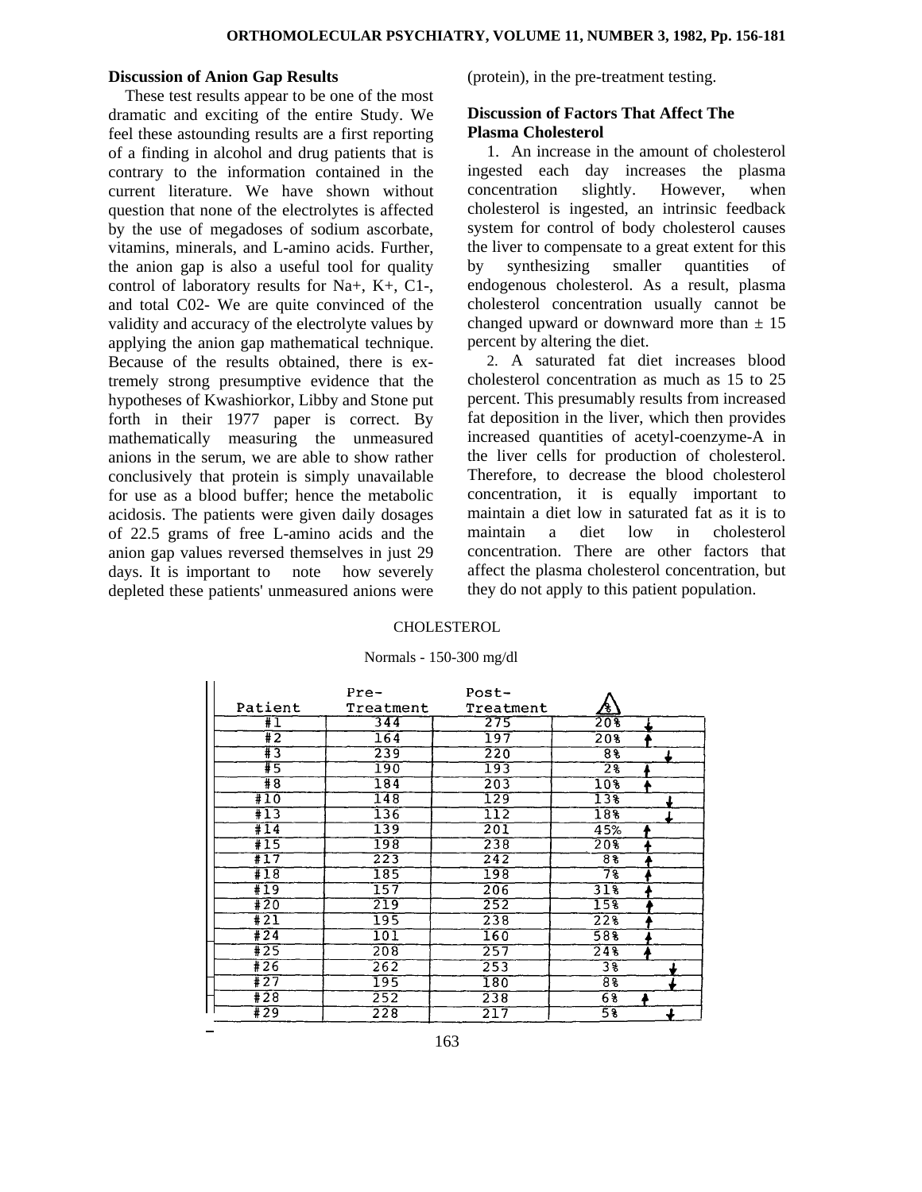### Discussion of Anion Gap Results

These test results appear to be one of the most dramatic and exciting of the entire Study. We feel these astounding results are a first reporting of a finding in alcohol and drug patients that is contrary to the information contained in the current literature. We have shown without question that none of the electrolytes is affected by the use of megadoses of sodium ascorbate, vitamins, minerals, and L-amino acids. Further, the anion gap is also a useful tool for quality control of laboratory results for $Na^+$, $K^+$, $Cl^-$, and total $CO_2$. We are quite convinced of the validity and accuracy of the electrolyte values by applying the anion gap mathematical technique. Because of the results obtained, there is extremely strong presumptive evidence that the hypotheses of Kwashiorkor, Libby and Stone put forth in their 1977 paper is correct. By mathematically measuring the unmeasured anions in the serum, we are able to show rather conclusively that protein is simply unavailable for use as a blood buffer; hence the metabolic acidosis. The patients were given daily dosages of 22.5 grams of free L-amino acids and the anion gap values reversed themselves in just 29 days. It is important to note how severely depleted these patients' unmeasured anions were (protein), in the pre-treatment testing.

### Discussion of Factors That Affect The Plasma Cholesterol

1. An increase in the amount of cholesterol ingested each day increases the plasma concentration slightly. However, when cholesterol is ingested, an intrinsic feedback system for control of body cholesterol causes the liver to compensate to a great extent for this by synthesizing smaller quantities of endogenous cholesterol. As a result, plasma cholesterol concentration usually cannot be changed upward or downward more than ± 15 percent by altering the diet.

2. A saturated fat diet increases blood cholesterol concentration as much as 15 to 25 percent. This presumably results from increased fat deposition in the liver, which then provides increased quantities of acetyl-coenzyme-A in the liver cells for production of cholesterol. Therefore, to decrease the blood cholesterol concentration, it is equally important to maintain a diet low in saturated fat as it is to maintain a diet low in cholesterol concentration. There are other factors that affect the plasma cholesterol concentration, but they do not apply to this patient population.

CHOLESTEROL

Normals - 150-300 mg/dl

| Patient | Pre-Treatment | Post-Treatment | Δ% |
|---|---|---|---|
| #1 | 344 | 275 | 20% ↓ |
| #2 | 164 | 197 | 20% ↑ |
| #3 | 239 | 220 | 8% ↓ |
| #5 | 190 | 193 | 2% ↑ |
| #8 | 184 | 203 | 10% ↑ |
| #10 | 148 | 129 | 13% ↓ |
| #13 | 136 | 112 | 18% ↓ |
| #14 | 139 | 201 | 45% ↑ |
| #15 | 198 | 238 | 20% ↑ |
| #17 | 223 | 242 | 8% ↑ |
| #18 | 185 | 198 | 7% ↑ |
| #19 | 157 | 206 | 31% ↑ |
| #20 | 219 | 252 | 15% ↑ |
| #21 | 195 | 238 | 22% ↑ |
| #24 | 101 | 160 | 58% ↑ |
| #25 | 208 | 257 | 24% ↑ |
| #26 | 262 | 253 | 3% ↓ |
| #27 | 195 | 180 | 8% ↓ |
| #28 | 252 | 238 | 6% ↑ |
| #29 | 228 | 217 | 5% ↓ |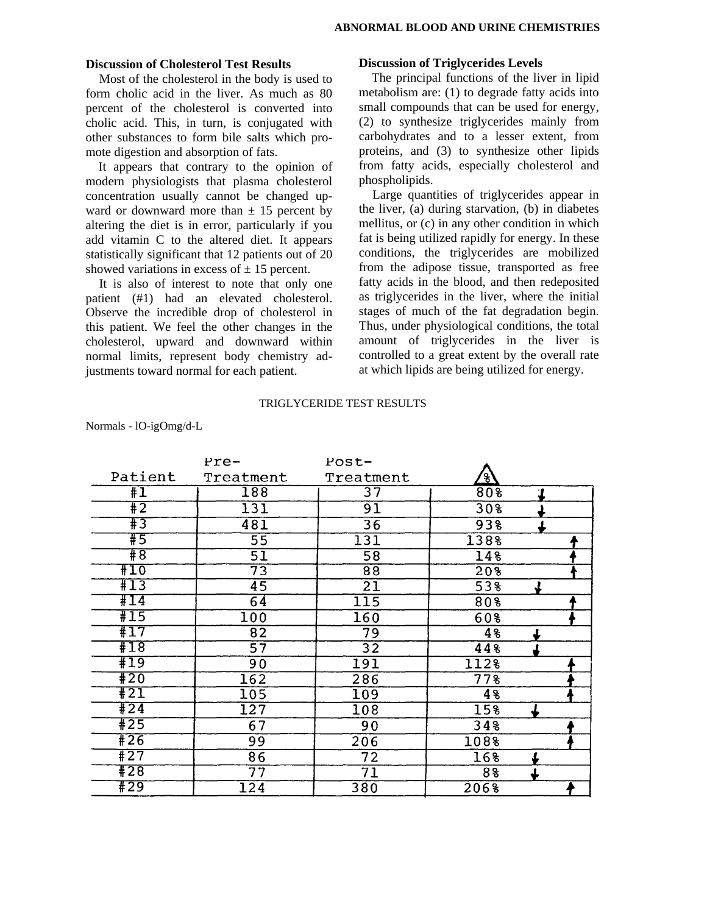### Discussion of Cholesterol Test Results

Most of the cholesterol in the body is used to form cholic acid in the liver. As much as 80 percent of the cholesterol is converted into cholic acid. This, in turn, is conjugated with other substances to form bile salts which promote digestion and absorption of fats.

It appears that contrary to the opinion of modern physiologists that plasma cholesterol concentration usually cannot be changed upward or downward more than ± 15 percent by altering the diet is in error, particularly if you add vitamin C to the altered diet. It appears statistically significant that 12 patients out of 20 showed variations in excess of ± 15 percent.

It is also of interest to note that only one patient (#1) had an elevated cholesterol. Observe the incredible drop of cholesterol in this patient. We feel the other changes in the cholesterol, upward and downward within normal limits, represent body chemistry adjustments toward normal for each patient.

### Discussion of Triglycerides Levels

The principal functions of the liver in lipid metabolism are: (1) to degrade fatty acids into small compounds that can be used for energy, (2) to synthesize triglycerides mainly from carbohydrates and to a lesser extent, from proteins, and (3) to synthesize other lipids from fatty acids, especially cholesterol and phospholipids.

Large quantities of triglycerides appear in the liver, (a) during starvation, (b) in diabetes mellitus, or (c) in any other condition in which fat is being utilized rapidly for energy. In these conditions, the triglycerides are mobilized from the adipose tissue, transported as free fatty acids in the blood, and then redeposited as triglycerides in the liver, where the initial stages of much of the fat degradation begin. Thus, under physiological conditions, the total amount of triglycerides in the liver is controlled to a great extent by the overall rate at which lipids are being utilized for energy.

TRIGLYCERIDE TEST RESULTS

Normals - lO-igOmg/d-L

| Patient | Pre-Treatment | Post-Treatment | Δ % | |
|---|---|---|---|---|
| #1 | 188 | 37 | 80% | ↓ |
| #2 | 131 | 91 | 30% | ↓ |
| #3 | 481 | 36 | 93% | ↓ |
| #5 | 55 | 131 | 138% | ↑ |
| #8 | 51 | 58 | 14% | ↑ |
| #10 | 73 | 88 | 20% | ↑ |
| #13 | 45 | 21 | 53% | ↓ |
| #14 | 64 | 115 | 80% | ↑ |
| #15 | 100 | 160 | 60% | ↑ |
| #17 | 82 | 79 | 4% | ↓ |
| #18 | 57 | 32 | 44% | ↓ |
| #19 | 90 | 191 | 112% | ↑ |
| #20 | 162 | 286 | 77% | ↑ |
| #21 | 105 | 109 | 4% | ↑ |
| #24 | 127 | 108 | 15% | ↓ |
| #25 | 67 | 90 | 34% | ↑ |
| #26 | 99 | 206 | 108% | ↑ |
| #27 | 86 | 72 | 16% | ↓ |
| #28 | 77 | 71 | 8% | ↓ |
| #29 | 124 | 380 | 206% | ↑ |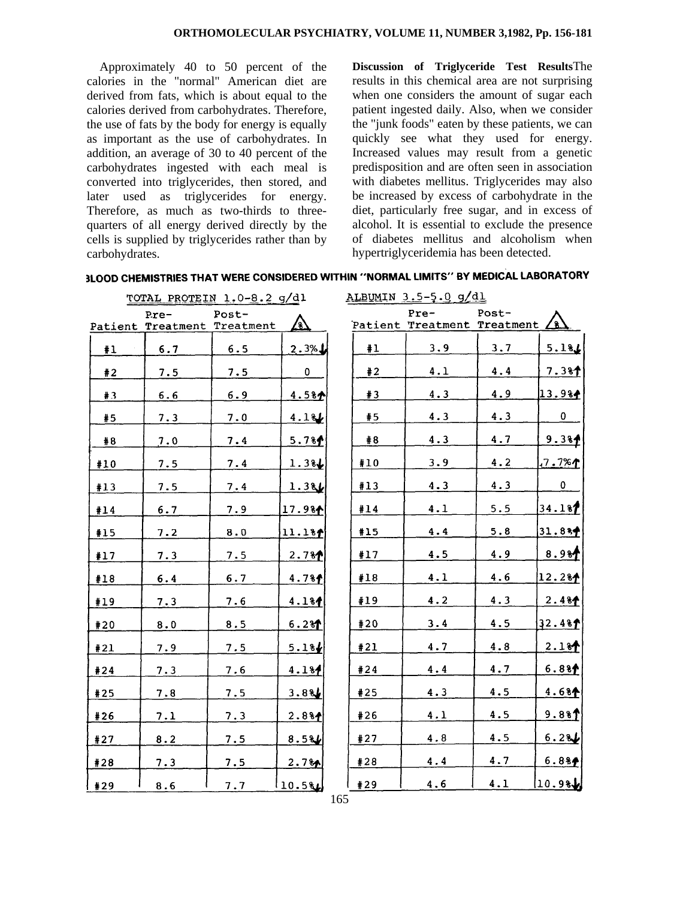Approximately 40 to 50 percent of the calories in the "normal" American diet are derived from fats, which is about equal to the calories derived from carbohydrates. Therefore, the use of fats by the body for energy is equally as important as the use of carbohydrates. In addition, an average of 30 to 40 percent of the carbohydrates ingested with each meal is converted into triglycerides, then stored, and later used as triglycerides for energy. Therefore, as much as two-thirds to three-quarters of all energy derived directly by the cells is supplied by triglycerides rather than by carbohydrates.

**Discussion of Triglyceride Test Results** The results in this chemical area are not surprising when one considers the amount of sugar each patient ingested daily. Also, when we consider the "junk foods" eaten by these patients, we can quickly see what they used for energy. Increased values may result from a genetic predisposition and are often seen in association with diabetes mellitus. Triglycerides may also be increased by excess of carbohydrate in the diet, particularly free sugar, and in excess of alcohol. It is essential to exclude the presence of diabetes mellitus and alcoholism when hypertriglyceridemia has been detected.

**BLOOD CHEMISTRIES THAT WERE CONSIDERED WITHIN "NORMAL LIMITS" BY MEDICAL LABORATORY**

TOTAL PROTEIN 1.0-8.2 g/dl

| Patient | Pre-Treatment | Post-Treatment | Δ % |
|---|---|---|---|
| #1 | 6.7 | 6.5 | 2.3% ↓ |
| #2 | 7.5 | 7.5 | 0 |
| #3 | 6.6 | 6.9 | 4.5% ↑ |
| #5 | 7.3 | 7.0 | 4.1% ↓ |
| #8 | 7.0 | 7.4 | 5.7% ↑ |
| #10 | 7.5 | 7.4 | 1.3% ↓ |
| #13 | 7.5 | 7.4 | 1.3% ↓ |
| #14 | 6.7 | 7.9 | 17.9% ↑ |
| #15 | 7.2 | 8.0 | 11.1% ↑ |
| #17 | 7.3 | 7.5 | 2.7% ↑ |
| #18 | 6.4 | 6.7 | 4.7% ↑ |
| #19 | 7.3 | 7.6 | 4.1% ↑ |
| #20 | 8.0 | 8.5 | 6.2% ↑ |
| #21 | 7.9 | 7.5 | 5.1% ↓ |
| #24 | 7.3 | 7.6 | 4.1% ↑ |
| #25 | 7.8 | 7.5 | 3.8% ↓ |
| #26 | 7.1 | 7.3 | 2.8% ↑ |
| #27 | 8.2 | 7.5 | 8.5% ↓ |
| #28 | 7.3 | 7.5 | 2.7% ↑ |
| #29 | 8.6 | 7.7 | 10.5% ↓ |

ALBUMIN 3.5-5.0 g/dl

| Patient | Pre-Treatment | Post-Treatment | Δ % |
|---|---|---|---|
| #1 | 3.9 | 3.7 | 5.1% ↓ |
| #2 | 4.1 | 4.4 | 7.3% ↑ |
| #3 | 4.3 | 4.9 | 13.9% ↑ |
| #5 | 4.3 | 4.3 | 0 |
| #8 | 4.3 | 4.7 | 9.3% ↑ |
| #10 | 3.9 | 4.2 | 7.7% ↑ |
| #13 | 4.3 | 4.3 | 0 |
| #14 | 4.1 | 5.5 | 34.1% ↑ |
| #15 | 4.4 | 5.8 | 31.8% ↑ |
| #17 | 4.5 | 4.9 | 8.9% ↑ |
| #18 | 4.1 | 4.6 | 12.2% ↑ |
| #19 | 4.2 | 4.3 | 2.4% ↑ |
| #20 | 3.4 | 4.5 | 32.4% ↑ |
| #21 | 4.7 | 4.8 | 2.1% ↑ |
| #24 | 4.4 | 4.7 | 6.8% ↑ |
| #25 | 4.3 | 4.5 | 4.6% ↑ |
| #26 | 4.1 | 4.5 | 9.8% ↑ |
| #27 | 4.8 | 4.5 | 6.2% ↓ |
| #28 | 4.4 | 4.7 | 6.8% ↑ |
| #29 | 4.6 | 4.1 | 10.9% ↓ |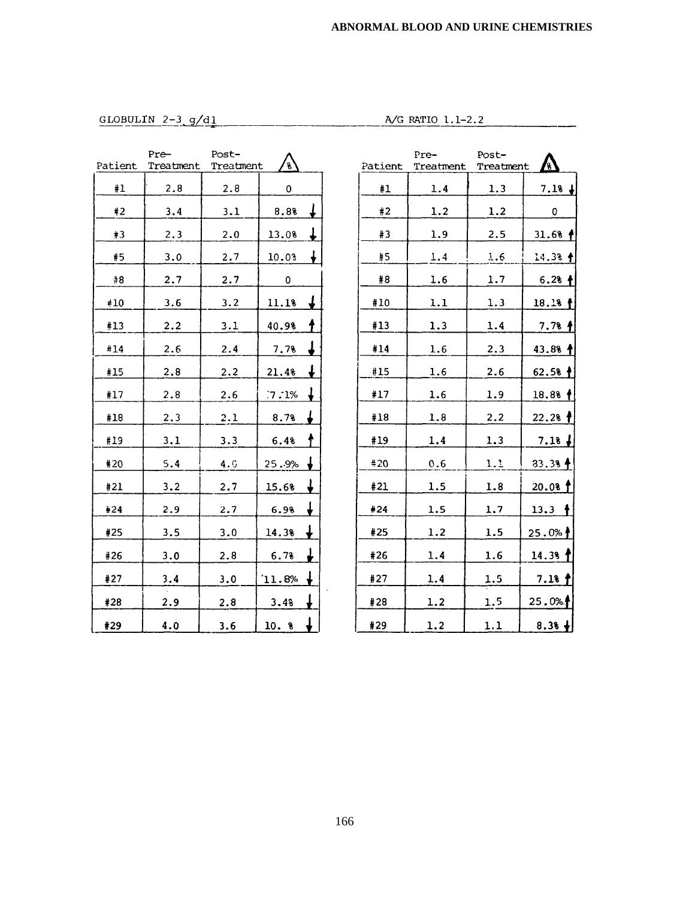GLOBULIN 2-3 g/dl

| Patient | Pre-Treatment | Post-Treatment | Δ % |
|---|---|---|---|
| #1 | 2.8 | 2.8 | 0 |
| #2 | 3.4 | 3.1 | 8.8% ↓ |
| #3 | 2.3 | 2.0 | 13.0% ↓ |
| #5 | 3.0 | 2.7 | 10.0% ↓ |
| #8 | 2.7 | 2.7 | 0 |
| #10 | 3.6 | 3.2 | 11.1% ↓ |
| #13 | 2.2 | 3.1 | 40.9% ↑ |
| #14 | 2.6 | 2.4 | 7.7% ↓ |
| #15 | 2.8 | 2.2 | 21.4% ↓ |
| #17 | 2.8 | 2.6 | 7.1% ↓ |
| #18 | 2.3 | 2.1 | 8.7% ↓ |
| #19 | 3.1 | 3.3 | 6.4% ↑ |
| #20 | 5.4 | 4.0 | 25.9% ↓ |
| #21 | 3.2 | 2.7 | 15.6% ↓ |
| #24 | 2.9 | 2.7 | 6.9% ↓ |
| #25 | 3.5 | 3.0 | 14.3% ↓ |
| #26 | 3.0 | 2.8 | 6.7% ↓ |
| #27 | 3.4 | 3.0 | 11.8% ↓ |
| #28 | 2.9 | 2.8 | 3.4% ↓ |
| #29 | 4.0 | 3.6 | 10. % ↓ |

A/G RATIO 1.1-2.2

| Patient | Pre-Treatment | Post-Treatment | Δ % |
|---|---|---|---|
| #1 | 1.4 | 1.3 | 7.1% ↓ |
| #2 | 1.2 | 1.2 | 0 |
| #3 | 1.9 | 2.5 | 31.6% ↑ |
| #5 | 1.4 | 1.6 | 14.3% ↑ |
| #8 | 1.6 | 1.7 | 6.2% ↑ |
| #10 | 1.1 | 1.3 | 18.1% ↑ |
| #13 | 1.3 | 1.4 | 7.7% ↑ |
| #14 | 1.6 | 2.3 | 43.8% ↑ |
| #15 | 1.6 | 2.6 | 62.5% ↑ |
| #17 | 1.6 | 1.9 | 18.8% ↑ |
| #18 | 1.8 | 2.2 | 22.2% ↑ |
| #19 | 1.4 | 1.3 | 7.1% ↓ |
| #20 | 0.6 | 1.1 | 83.3% ↑ |
| #21 | 1.5 | 1.8 | 20.0% ↑ |
| #24 | 1.5 | 1.7 | 13.3 ↑ |
| #25 | 1.2 | 1.5 | 25.0% ↑ |
| #26 | 1.4 | 1.6 | 14.3% ↑ |
| #27 | 1.4 | 1.5 | 7.1% ↑ |
| #28 | 1.2 | 1.5 | 25.0% ↑ |
| #29 | 1.2 | 1.1 | 8.3% ↓ |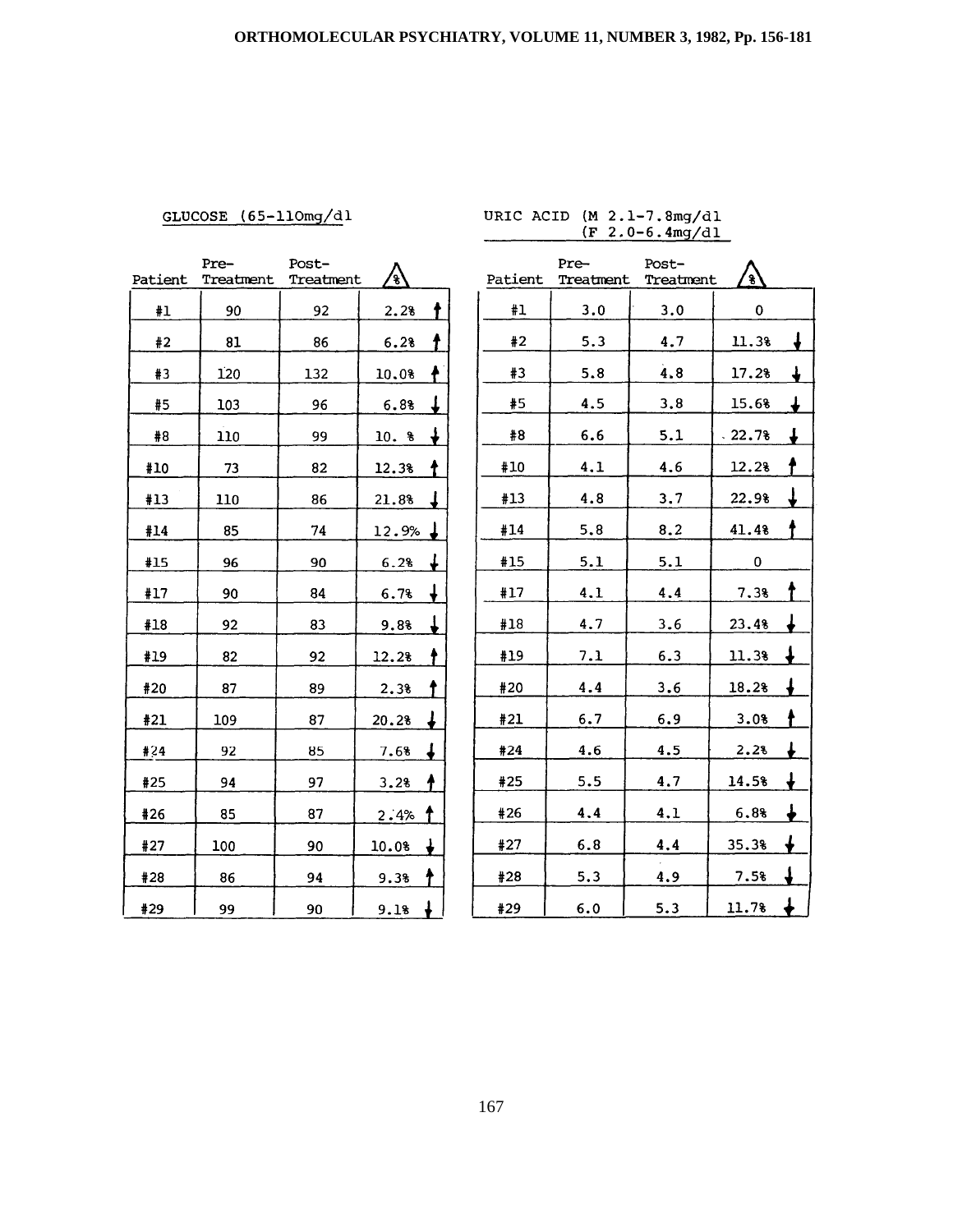GLUCOSE (65-110mg/dl

| Patient | Pre-Treatment | Post-Treatment | Δ % |
|---|---|---|---|
| #1 | 90 | 92 | 2.2% ↑ |
| #2 | 81 | 86 | 6.2% ↑ |
| #3 | 120 | 132 | 10.0% ↑ |
| #5 | 103 | 96 | 6.8% ↓ |
| #8 | 110 | 99 | 10. % ↓ |
| #10 | 73 | 82 | 12.3% ↑ |
| #13 | 110 | 86 | 21.8% ↓ |
| #14 | 85 | 74 | 12.9% ↓ |
| #15 | 96 | 90 | 6.2% ↓ |
| #17 | 90 | 84 | 6.7% ↓ |
| #18 | 92 | 83 | 9.8% ↓ |
| #19 | 82 | 92 | 12.2% ↑ |
| #20 | 87 | 89 | 2.3% ↑ |
| #21 | 109 | 87 | 20.2% ↓ |
| #24 | 92 | 85 | 7.6% ↓ |
| #25 | 94 | 97 | 3.2% ↑ |
| #26 | 85 | 87 | 2.4% ↑ |
| #27 | 100 | 90 | 10.0% ↓ |
| #28 | 86 | 94 | 9.3% ↑ |
| #29 | 99 | 90 | 9.1% ↓ |

URIC ACID (M 2.1-7.8mg/dl
(F 2.0-6.4mg/dl

| Patient | Pre-Treatment | Post-Treatment | Δ % |
|---|---|---|---|
| #1 | 3.0 | 3.0 | 0 |
| #2 | 5.3 | 4.7 | 11.3% ↓ |
| #3 | 5.8 | 4.8 | 17.2% ↓ |
| #5 | 4.5 | 3.8 | 15.6% ↓ |
| #8 | 6.6 | 5.1 | 22.7% ↓ |
| #10 | 4.1 | 4.6 | 12.2% ↑ |
| #13 | 4.8 | 3.7 | 22.9% ↓ |
| #14 | 5.8 | 8.2 | 41.4% ↑ |
| #15 | 5.1 | 5.1 | 0 |
| #17 | 4.1 | 4.4 | 7.3% ↑ |
| #18 | 4.7 | 3.6 | 23.4% ↓ |
| #19 | 7.1 | 6.3 | 11.3% ↓ |
| #20 | 4.4 | 3.6 | 18.2% ↓ |
| #21 | 6.7 | 6.9 | 3.0% ↑ |
| #24 | 4.6 | 4.5 | 2.2% ↓ |
| #25 | 5.5 | 4.7 | 14.5% ↓ |
| #26 | 4.4 | 4.1 | 6.8% ↓ |
| #27 | 6.8 | 4.4 | 35.3% ↓ |
| #28 | 5.3 | 4.9 | 7.5% ↓ |
| #29 | 6.0 | 5.3 | 11.7% ↓ |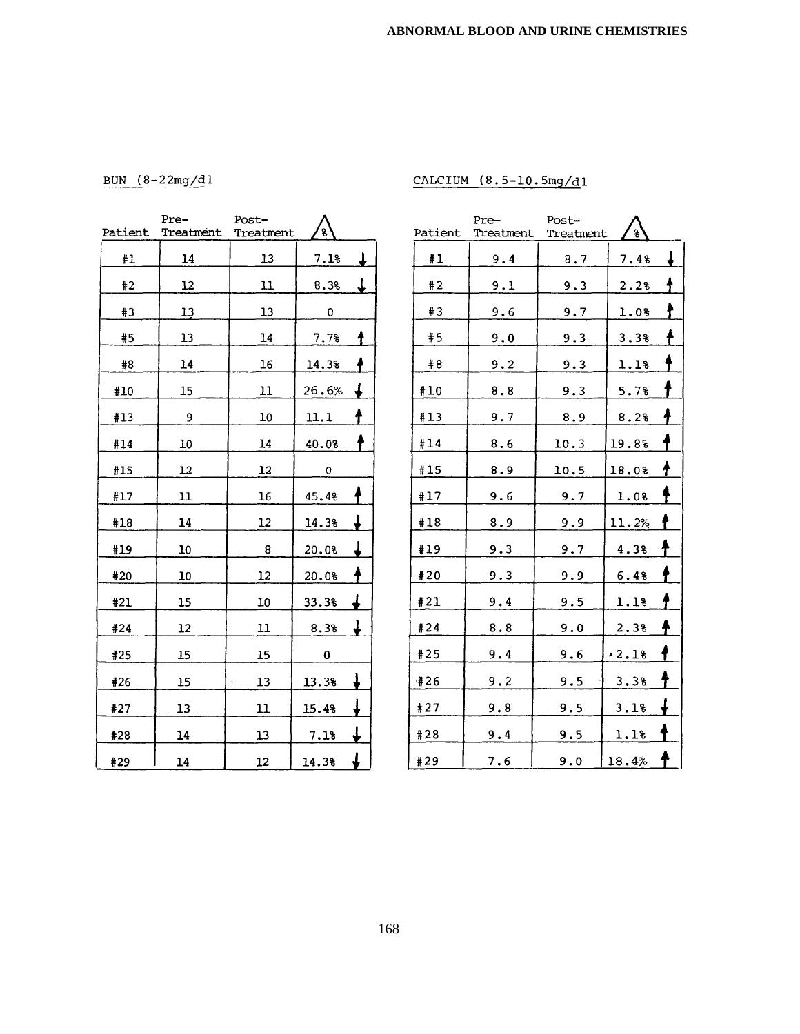BUN (8-22mg/dl

| Patient | Pre-Treatment | Post-Treatment | Δ % |
|---|---|---|---|
| #1 | 14 | 13 | 7.1% ↓ |
| #2 | 12 | 11 | 8.3% ↓ |
| #3 | 13 | 13 | 0 |
| #5 | 13 | 14 | 7.7% ↑ |
| #8 | 14 | 16 | 14.3% ↑ |
| #10 | 15 | 11 | 26.6% ↓ |
| #13 | 9 | 10 | 11.1 ↑ |
| #14 | 10 | 14 | 40.0% ↑ |
| #15 | 12 | 12 | 0 |
| #17 | 11 | 16 | 45.4% ↑ |
| #18 | 14 | 12 | 14.3% ↓ |
| #19 | 10 | 8 | 20.0% ↓ |
| #20 | 10 | 12 | 20.0% ↑ |
| #21 | 15 | 10 | 33.3% ↓ |
| #24 | 12 | 11 | 8.3% ↓ |
| #25 | 15 | 15 | 0 |
| #26 | 15 | 13 | 13.3% ↓ |
| #27 | 13 | 11 | 15.4% ↓ |
| #28 | 14 | 13 | 7.1% ↓ |
| #29 | 14 | 12 | 14.3% ↓ |

CALCIUM (8.5-10.5mg/dl

| Patient | Pre-Treatment | Post-Treatment | Δ % |
|---|---|---|---|
| #1 | 9.4 | 8.7 | 7.4% ↓ |
| #2 | 9.1 | 9.3 | 2.2% ↑ |
| #3 | 9.6 | 9.7 | 1.0% ↑ |
| #5 | 9.0 | 9.3 | 3.3% ↑ |
| #8 | 9.2 | 9.3 | 1.1% ↑ |
| #10 | 8.8 | 9.3 | 5.7% ↑ |
| #13 | 9.7 | 8.9 | 8.2% ↑ |
| #14 | 8.6 | 10.3 | 19.8% ↑ |
| #15 | 8.9 | 10.5 | 18.0% ↑ |
| #17 | 9.6 | 9.7 | 1.0% ↑ |
| #18 | 8.9 | 9.9 | 11.2% ↑ |
| #19 | 9.3 | 9.7 | 4.3% ↑ |
| #20 | 9.3 | 9.9 | 6.4% ↑ |
| #21 | 9.4 | 9.5 | 1.1% ↑ |
| #24 | 8.8 | 9.0 | 2.3% ↑ |
| #25 | 9.4 | 9.6 | 2.1% ↑ |
| #26 | 9.2 | 9.5 | 3.3% ↑ |
| #27 | 9.8 | 9.5 | 3.1% ↓ |
| #28 | 9.4 | 9.5 | 1.1% ↑ |
| #29 | 7.6 | 9.0 | 18.4% ↑ |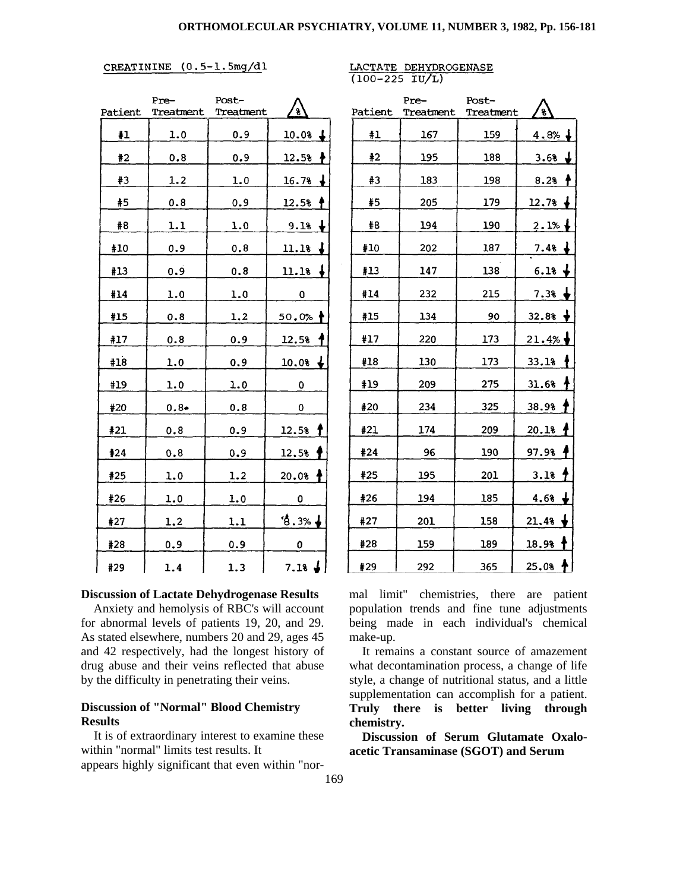CREATININE (0.5-1.5mg/dl

| Patient | Pre-Treatment | Post-Treatment | Δ % |
|---|---|---|---|
| #1 | 1.0 | 0.9 | 10.0% ↓ |
| #2 | 0.8 | 0.9 | 12.5% ↑ |
| #3 | 1.2 | 1.0 | 16.7% ↓ |
| #5 | 0.8 | 0.9 | 12.5% ↑ |
| #8 | 1.1 | 1.0 | 9.1% ↓ |
| #10 | 0.9 | 0.8 | 11.1% ↓ |
| #13 | 0.9 | 0.8 | 11.1% ↓ |
| #14 | 1.0 | 1.0 | 0 |
| #15 | 0.8 | 1.2 | 50.0% ↑ |
| #17 | 0.8 | 0.9 | 12.5% ↑ |
| #18 | 1.0 | 0.9 | 10.0% ↓ |
| #19 | 1.0 | 1.0 | 0 |
| #20 | 0.8 | 0.8 | 0 |
| #21 | 0.8 | 0.9 | 12.5% ↑ |
| #24 | 0.8 | 0.9 | 12.5% ↑ |
| #25 | 1.0 | 1.2 | 20.0% ↑ |
| #26 | 1.0 | 1.0 | 0 |
| #27 | 1.2 | 1.1 | 8.3% ↓ |
| #28 | 0.9 | 0.9 | 0 |
| #29 | 1.4 | 1.3 | 7.1% ↓ |

LACTATE DEHYDROGENASE (100-225 IU/L)

| Patient | Pre-Treatment | Post-Treatment | Δ % |
|---|---|---|---|
| #1 | 167 | 159 | 4.8% ↓ |
| #2 | 195 | 188 | 3.6% ↓ |
| #3 | 183 | 198 | 8.2% ↑ |
| #5 | 205 | 179 | 12.7% ↓ |
| #8 | 194 | 190 | 2.1% ↓ |
| #10 | 202 | 187 | 7.4% ↓ |
| #13 | 147 | 138 | 6.1% ↓ |
| #14 | 232 | 215 | 7.3% ↓ |
| #15 | 134 | 90 | 32.8% ↓ |
| #17 | 220 | 173 | 21.4% ↓ |
| #18 | 130 | 173 | 33.1% ↑ |
| #19 | 209 | 275 | 31.6% ↑ |
| #20 | 234 | 325 | 38.9% ↑ |
| #21 | 174 | 209 | 20.1% ↑ |
| #24 | 96 | 190 | 97.9% ↑ |
| #25 | 195 | 201 | 3.1% ↑ |
| #26 | 194 | 185 | 4.6% ↓ |
| #27 | 201 | 158 | 21.4% ↓ |
| #28 | 159 | 189 | 18.9% ↑ |
| #29 | 292 | 365 | 25.0% ↑ |

**Discussion of Lactate Dehydrogenase Results**

Anxiety and hemolysis of RBC's will account for abnormal levels of patients 19, 20, and 29. As stated elsewhere, numbers 20 and 29, ages 45 and 42 respectively, had the longest history of drug abuse and their veins reflected that abuse by the difficulty in penetrating their veins.

**Discussion of "Normal" Blood Chemistry Results**

It is of extraordinary interest to examine these within "normal" limits test results. It appears highly significant that even within "normal limit" chemistries, there are patient population trends and fine tune adjustments being made in each individual's chemical make-up.

It remains a constant source of amazement what decontamination process, a change of life style, a change of nutritional status, and a little supplementation can accomplish for a patient. **Truly there is better living through chemistry.**

**Discussion of Serum Glutamate Oxalo-acetic Transaminase (SGOT) and Serum**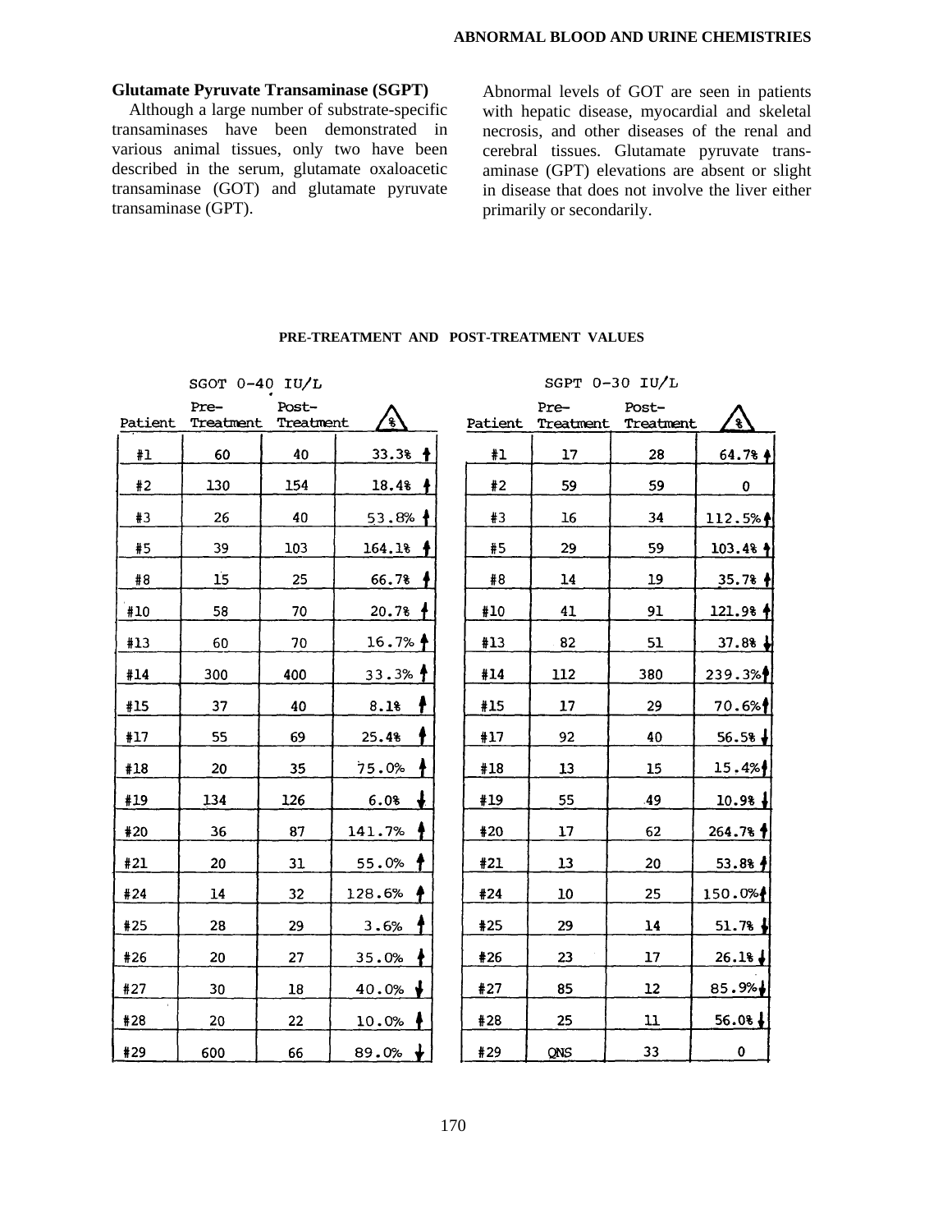## Glutamate Pyruvate Transaminase (SGPT)

Although a large number of substrate-specific transaminases have been demonstrated in various animal tissues, only two have been described in the serum, glutamate oxaloacetic transaminase (GOT) and glutamate pyruvate transaminase (GPT).

Abnormal levels of GOT are seen in patients with hepatic disease, myocardial and skeletal necrosis, and other diseases of the renal and cerebral tissues. Glutamate pyruvate transaminase (GPT) elevations are absent or slight in disease that does not involve the liver either primarily or secondarily.

**PRE-TREATMENT AND POST-TREATMENT VALUES**

SGOT 0-40 IU/L

| Patient | Pre-Treatment | Post-Treatment | Δ % |
|---|---|---|---|
| #1 | 60 | 40 | 33.3% ↑ |
| #2 | 130 | 154 | 18.4% ↑ |
| #3 | 26 | 40 | 53.8% ↑ |
| #5 | 39 | 103 | 164.1% ↑ |
| #8 | 15 | 25 | 66.7% ↑ |
| #10 | 58 | 70 | 20.7% ↑ |
| #13 | 60 | 70 | 16.7% ↑ |
| #14 | 300 | 400 | 33.3% ↑ |
| #15 | 37 | 40 | 8.1% ↑ |
| #17 | 55 | 69 | 25.4% ↑ |
| #18 | 20 | 35 | 75.0% ↑ |
| #19 | 134 | 126 | 6.0% ↓ |
| #20 | 36 | 87 | 141.7% ↑ |
| #21 | 20 | 31 | 55.0% ↑ |
| #24 | 14 | 32 | 128.6% ↑ |
| #25 | 28 | 29 | 3.6% ↑ |
| #26 | 20 | 27 | 35.0% ↑ |
| #27 | 30 | 18 | 40.0% ↓ |
| #28 | 20 | 22 | 10.0% ↑ |
| #29 | 600 | 66 | 89.0% ↓ |

SGPT 0-30 IU/L

| Patient | Pre-Treatment | Post-Treatment | Δ % |
|---|---|---|---|
| #1 | 17 | 28 | 64.7% ↑ |
| #2 | 59 | 59 | 0 |
| #3 | 16 | 34 | 112.5% ↑ |
| #5 | 29 | 59 | 103.4% ↑ |
| #8 | 14 | 19 | 35.7% ↑ |
| #10 | 41 | 91 | 121.9% ↑ |
| #13 | 82 | 51 | 37.8% ↓ |
| #14 | 112 | 380 | 239.3% ↑ |
| #15 | 17 | 29 | 70.6% ↑ |
| #17 | 92 | 40 | 56.5% ↓ |
| #18 | 13 | 15 | 15.4% ↑ |
| #19 | 55 | 49 | 10.9% ↓ |
| #20 | 17 | 62 | 264.7% ↑ |
| #21 | 13 | 20 | 53.8% ↑ |
| #24 | 10 | 25 | 150.0% ↑ |
| #25 | 29 | 14 | 51.7% ↓ |
| #26 | 23 | 17 | 26.1% ↓ |
| #27 | 85 | 12 | 85.9% ↓ |
| #28 | 25 | 11 | 56.0% ↓ |
| #29 | QNS | 33 | 0 |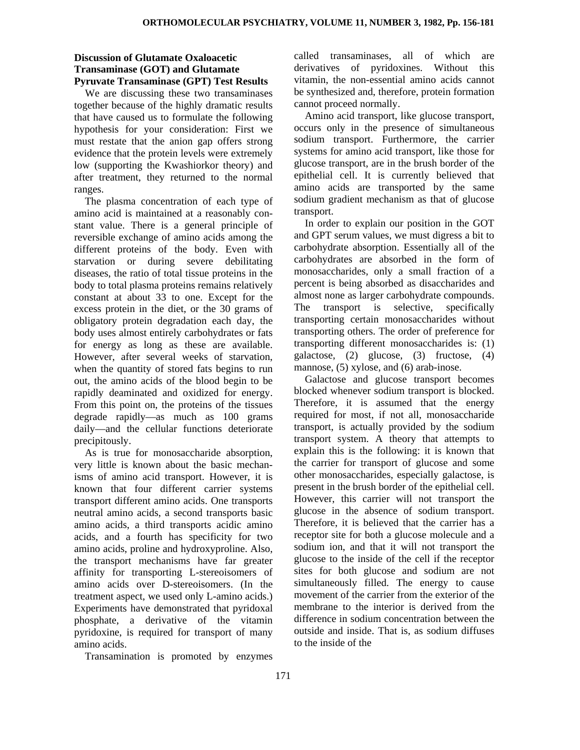### Discussion of Glutamate Oxaloacetic Transaminase (GOT) and Glutamate Pyruvate Transaminase (GPT) Test Results

We are discussing these two transaminases together because of the highly dramatic results that have caused us to formulate the following hypothesis for your consideration: First we must restate that the anion gap offers strong evidence that the protein levels were extremely low (supporting the Kwashiorkor theory) and after treatment, they returned to the normal ranges.

The plasma concentration of each type of amino acid is maintained at a reasonably constant value. There is a general principle of reversible exchange of amino acids among the different proteins of the body. Even with starvation or during severe debilitating diseases, the ratio of total tissue proteins in the body to total plasma proteins remains relatively constant at about 33 to one. Except for the excess protein in the diet, or the 30 grams of obligatory protein degradation each day, the body uses almost entirely carbohydrates or fats for energy as long as these are available. However, after several weeks of starvation, when the quantity of stored fats begins to run out, the amino acids of the blood begin to be rapidly deaminated and oxidized for energy. From this point on, the proteins of the tissues degrade rapidly—as much as 100 grams daily—and the cellular functions deteriorate precipitously.

As is true for monosaccharide absorption, very little is known about the basic mechanisms of amino acid transport. However, it is known that four different carrier systems transport different amino acids. One transports neutral amino acids, a second transports basic amino acids, a third transports acidic amino acids, and a fourth has specificity for two amino acids, proline and hydroxyproline. Also, the transport mechanisms have far greater affinity for transporting L-stereoisomers of amino acids over D-stereoisomers. (In the treatment aspect, we used only L-amino acids.) Experiments have demonstrated that pyridoxal phosphate, a derivative of the vitamin pyridoxine, is required for transport of many amino acids.

Transamination is promoted by enzymes called transaminases, all of which are derivatives of pyridoxines. Without this vitamin, the non-essential amino acids cannot be synthesized and, therefore, protein formation cannot proceed normally.

Amino acid transport, like glucose transport, occurs only in the presence of simultaneous sodium transport. Furthermore, the carrier systems for amino acid transport, like those for glucose transport, are in the brush border of the epithelial cell. It is currently believed that amino acids are transported by the same sodium gradient mechanism as that of glucose transport.

In order to explain our position in the GOT and GPT serum values, we must digress a bit to carbohydrate absorption. Essentially all of the carbohydrates are absorbed in the form of monosaccharides, only a small fraction of a percent is being absorbed as disaccharides and almost none as larger carbohydrate compounds. The transport is selective, specifically transporting certain monosaccharides without transporting others. The order of preference for transporting different monosaccharides is: (1) galactose, (2) glucose, (3) fructose, (4) mannose, (5) xylose, and (6) arab-inose.

Galactose and glucose transport becomes blocked whenever sodium transport is blocked. Therefore, it is assumed that the energy required for most, if not all, monosaccharide transport, is actually provided by the sodium transport system. A theory that attempts to explain this is the following: it is known that the carrier for transport of glucose and some other monosaccharides, especially galactose, is present in the brush border of the epithelial cell. However, this carrier will not transport the glucose in the absence of sodium transport. Therefore, it is believed that the carrier has a receptor site for both a glucose molecule and a sodium ion, and that it will not transport the glucose to the inside of the cell if the receptor sites for both glucose and sodium are not simultaneously filled. The energy to cause movement of the carrier from the exterior of the membrane to the interior is derived from the difference in sodium concentration between the outside and inside. That is, as sodium diffuses to the inside of the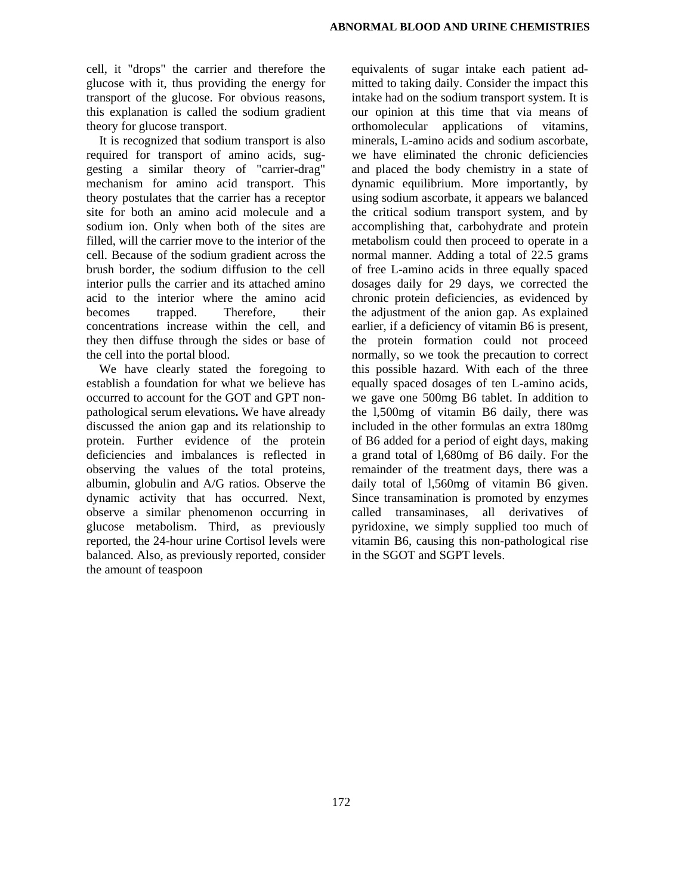cell, it "drops" the carrier and therefore the glucose with it, thus providing the energy for transport of the glucose. For obvious reasons, this explanation is called the sodium gradient theory for glucose transport.

It is recognized that sodium transport is also required for transport of amino acids, suggesting a similar theory of "carrier-drag" mechanism for amino acid transport. This theory postulates that the carrier has a receptor site for both an amino acid molecule and a sodium ion. Only when both of the sites are filled, will the carrier move to the interior of the cell. Because of the sodium gradient across the brush border, the sodium diffusion to the cell interior pulls the carrier and its attached amino acid to the interior where the amino acid becomes trapped. Therefore, their concentrations increase within the cell, and they then diffuse through the sides or base of the cell into the portal blood.

We have clearly stated the foregoing to establish a foundation for what we believe has occurred to account for the GOT and GPT non-pathological serum elevations**.** We have already discussed the anion gap and its relationship to protein. Further evidence of the protein deficiencies and imbalances is reflected in observing the values of the total proteins, albumin, globulin and A/G ratios. Observe the dynamic activity that has occurred. Next, observe a similar phenomenon occurring in glucose metabolism. Third, as previously reported, the 24-hour urine Cortisol levels were balanced. Also, as previously reported, consider the amount of teaspoon equivalents of sugar intake each patient admitted to taking daily. Consider the impact this intake had on the sodium transport system. It is our opinion at this time that via means of orthomolecular applications of vitamins, minerals, L-amino acids and sodium ascorbate, we have eliminated the chronic deficiencies and placed the body chemistry in a state of dynamic equilibrium. More importantly, by using sodium ascorbate, it appears we balanced the critical sodium transport system, and by accomplishing that, carbohydrate and protein metabolism could then proceed to operate in a normal manner. Adding a total of 22.5 grams of free L-amino acids in three equally spaced dosages daily for 29 days, we corrected the chronic protein deficiencies, as evidenced by the adjustment of the anion gap. As explained earlier, if a deficiency of vitamin B6 is present, the protein formation could not proceed normally, so we took the precaution to correct this possible hazard. With each of the three equally spaced dosages of ten L-amino acids, we gave one 500mg B6 tablet. In addition to the l,500mg of vitamin B6 daily, there was included in the other formulas an extra 180mg of B6 added for a period of eight days, making a grand total of l,680mg of B6 daily. For the remainder of the treatment days, there was a daily total of l,560mg of vitamin B6 given. Since transamination is promoted by enzymes called transaminases, all derivatives of pyridoxine, we simply supplied too much of vitamin B6, causing this non-pathological rise in the SGOT and SGPT levels.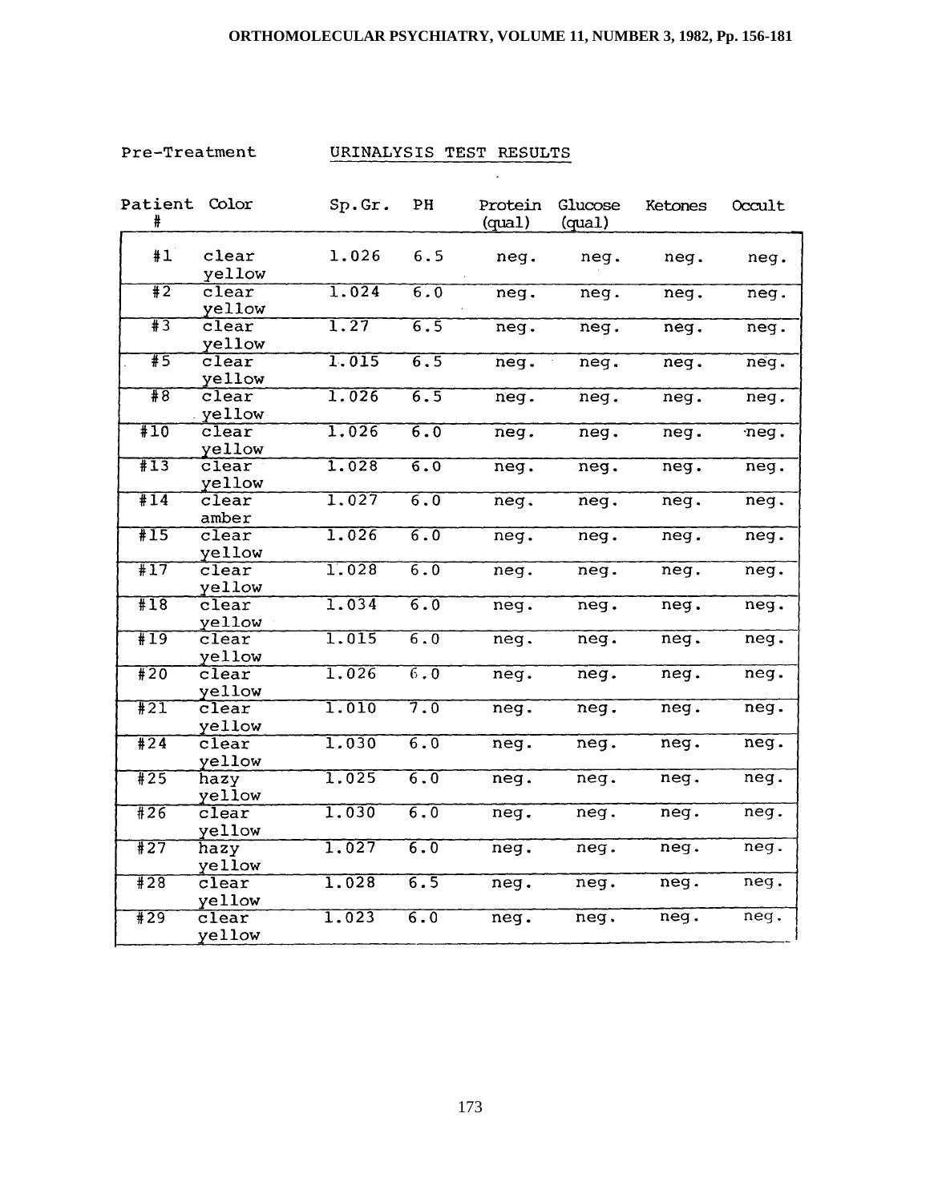Pre-Treatment

## URINALYSIS TEST RESULTS

| Patient # | Color | Sp.Gr. | PH | Protein (qual) | Glucose (qual) | Ketones | Occult |
|---|---|---|---|---|---|---|---|
| #1 | clear yellow | 1.026 | 6.5 | neg. | neg. | neg. | neg. |
| #2 | clear yellow | 1.024 | 6.0 | neg. | neg. | neg. | neg. |
| #3 | clear yellow | 1.27 | 6.5 | neg. | neg. | neg. | neg. |
| #5 | clear yellow | 1.015 | 6.5 | neg. | neg. | neg. | neg. |
| #8 | clear yellow | 1.026 | 6.5 | neg. | neg. | neg. | neg. |
| #10 | clear yellow | 1.026 | 6.0 | neg. | neg. | neg. | neg. |
| #13 | clear yellow | 1.028 | 6.0 | neg. | neg. | neg. | neg. |
| #14 | clear amber | 1.027 | 6.0 | neg. | neg. | neg. | neg. |
| #15 | clear yellow | 1.026 | 6.0 | neg. | neg. | neg. | neg. |
| #17 | clear yellow | 1.028 | 6.0 | neg. | neg. | neg. | neg. |
| #18 | clear yellow | 1.034 | 6.0 | neg. | neg. | neg. | neg. |
| #19 | clear yellow | 1.015 | 6.0 | neg. | neg. | neg. | neg. |
| #20 | clear yellow | 1.026 | 6.0 | neg. | neg. | neg. | neg. |
| #21 | clear yellow | 1.010 | 7.0 | neg. | neg. | neg. | neg. |
| #24 | clear yellow | 1.030 | 6.0 | neg. | neg. | neg. | neg. |
| #25 | hazy yellow | 1.025 | 6.0 | neg. | neg. | neg. | neg. |
| #26 | clear yellow | 1.030 | 6.0 | neg. | neg. | neg. | neg. |
| #27 | hazy yellow | 1.027 | 6.0 | neg. | neg. | neg. | neg. |
| #28 | clear yellow | 1.028 | 6.5 | neg. | neg. | neg. | neg. |
| #29 | clear yellow | 1.023 | 6.0 | neg. | neg. | neg. | neg. |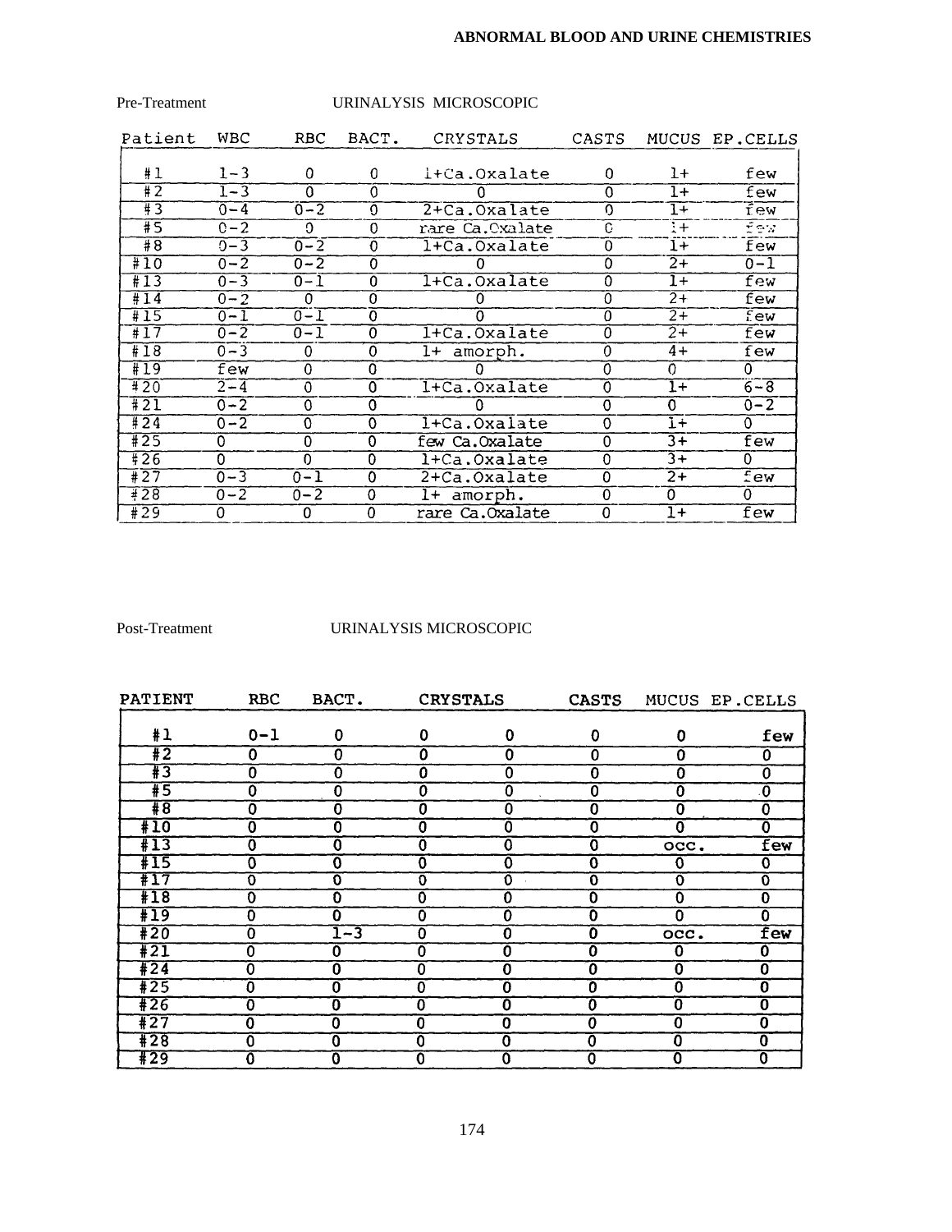Pre-Treatment URINALYSIS MICROSCOPIC

| Patient | WBC | RBC | BACT. | CRYSTALS | CASTS | MUCUS | EP.CELLS |
|---|---|---|---|---|---|---|---|
| #1 | 1-3 | 0 | 0 | 1+Ca.Oxalate | 0 | 1+ | few |
| #2 | 1-3 | 0 | 0 | 0 | 0 | 1+ | few |
| #3 | 0-4 | 0-2 | 0 | 2+Ca.Oxalate | 0 | 1+ | few |
| #5 | 0-2 | 0 | 0 | rare Ca.Oxalate | 0 | 1+ | few |
| #8 | 0-3 | 0-2 | 0 | 1+Ca.Oxalate | 0 | 1+ | few |
| #10 | 0-2 | 0-2 | 0 | 0 | 0 | 2+ | 0-1 |
| #13 | 0-3 | 0-1 | 0 | 1+Ca.Oxalate | 0 | 1+ | few |
| #14 | 0-2 | 0 | 0 | 0 | 0 | 2+ | few |
| #15 | 0-1 | 0-1 | 0 | 0 | 0 | 2+ | few |
| #17 | 0-2 | 0-1 | 0 | 1+Ca.Oxalate | 0 | 2+ | few |
| #18 | 0-3 | 0 | 0 | 1+ amorph. | 0 | 4+ | few |
| #19 | few | 0 | 0 | 0 | 0 | 0 | 0 |
| #20 | 2-4 | 0 | 0 | 1+Ca.Oxalate | 0 | 1+ | 6-8 |
| #21 | 0-2 | 0 | 0 | 0 | 0 | 0 | 0-2 |
| #24 | 0-2 | 0 | 0 | 1+Ca.Oxalate | 0 | 1+ | 0 |
| #25 | 0 | 0 | 0 | few Ca.Oxalate | 0 | 3+ | few |
| #26 | 0 | 0 | 0 | 1+Ca.Oxalate | 0 | 3+ | 0 |
| #27 | 0-3 | 0-1 | 0 | 2+Ca.Oxalate | 0 | 2+ | few |
| #28 | 0-2 | 0-2 | 0 | 1+ amorph. | 0 | 0 | 0 |
| #29 | 0 | 0 | 0 | rare Ca.Oxalate | 0 | 1+ | few |

Post-Treatment URINALYSIS MICROSCOPIC

| PATIENT | RBC | BACT. | CRYSTALS | | CASTS | MUCUS | EP.CELLS |
|---|---|---|---|---|---|---|---|
| #1 | 0-1 | 0 | 0 | 0 | 0 | 0 | few |
| #2 | 0 | 0 | 0 | 0 | 0 | 0 | 0 |
| #3 | 0 | 0 | 0 | 0 | 0 | 0 | 0 |
| #5 | 0 | 0 | 0 | 0 | 0 | 0 | 0 |
| #8 | 0 | 0 | 0 | 0 | 0 | 0 | 0 |
| #10 | 0 | 0 | 0 | 0 | 0 | 0 | 0 |
| #13 | 0 | 0 | 0 | 0 | 0 | occ. | few |
| #15 | 0 | 0 | 0 | 0 | 0 | 0 | 0 |
| #17 | 0 | 0 | 0 | 0 | 0 | 0 | 0 |
| #18 | 0 | 0 | 0 | 0 | 0 | 0 | 0 |
| #19 | 0 | 0 | 0 | 0 | 0 | 0 | 0 |
| #20 | 0 | 1-3 | 0 | 0 | 0 | occ. | few |
| #21 | 0 | 0 | 0 | 0 | 0 | 0 | 0 |
| #24 | 0 | 0 | 0 | 0 | 0 | 0 | 0 |
| #25 | 0 | 0 | 0 | 0 | 0 | 0 | 0 |
| #26 | 0 | 0 | 0 | 0 | 0 | 0 | 0 |
| #27 | 0 | 0 | 0 | 0 | 0 | 0 | 0 |
| #28 | 0 | 0 | 0 | 0 | 0 | 0 | 0 |
| #29 | 0 | 0 | 0 | 0 | 0 | 0 | 0 |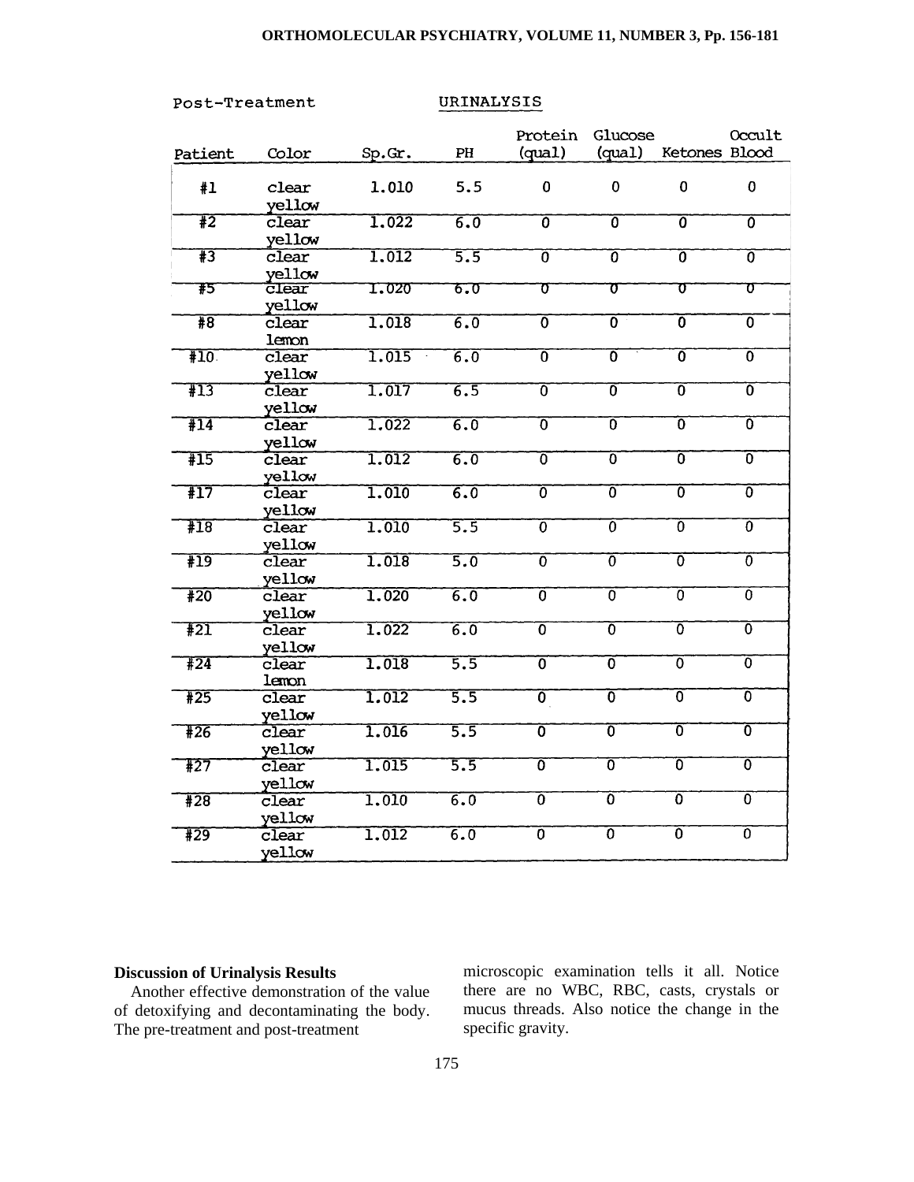Post-Treatment URINALYSIS

| Patient | Color | Sp.Gr. | PH | Protein (qual) | Glucose (qual) | Ketones | Occult Blood |
|---|---|---|---|---|---|---|---|
| #1 | clear yellow | 1.010 | 5.5 | 0 | 0 | 0 | 0 |
| #2 | clear yellow | 1.022 | 6.0 | 0 | 0 | 0 | 0 |
| #3 | clear yellow | 1.012 | 5.5 | 0 | 0 | 0 | 0 |
| #5 | clear yellow | 1.020 | 6.0 | 0 | 0 | 0 | 0 |
| #8 | clear lemon | 1.018 | 6.0 | 0 | 0 | 0 | 0 |
| #10 | clear yellow | 1.015 | 6.0 | 0 | 0 | 0 | 0 |
| #13 | clear yellow | 1.017 | 6.5 | 0 | 0 | 0 | 0 |
| #14 | clear yellow | 1.022 | 6.0 | 0 | 0 | 0 | 0 |
| #15 | clear yellow | 1.012 | 6.0 | 0 | 0 | 0 | 0 |
| #17 | clear yellow | 1.010 | 6.0 | 0 | 0 | 0 | 0 |
| #18 | clear yellow | 1.010 | 5.5 | 0 | 0 | 0 | 0 |
| #19 | clear yellow | 1.018 | 5.0 | 0 | 0 | 0 | 0 |
| #20 | clear yellow | 1.020 | 6.0 | 0 | 0 | 0 | 0 |
| #21 | clear yellow | 1.022 | 6.0 | 0 | 0 | 0 | 0 |
| #24 | clear lemon | 1.018 | 5.5 | 0 | 0 | 0 | 0 |
| #25 | clear yellow | 1.012 | 5.5 | 0 | 0 | 0 | 0 |
| #26 | clear yellow | 1.016 | 5.5 | 0 | 0 | 0 | 0 |
| #27 | clear yellow | 1.015 | 5.5 | 0 | 0 | 0 | 0 |
| #28 | clear yellow | 1.010 | 6.0 | 0 | 0 | 0 | 0 |
| #29 | clear yellow | 1.012 | 6.0 | 0 | 0 | 0 | 0 |

**Discussion of Urinalysis Results**

Another effective demonstration of the value of detoxifying and decontaminating the body. The pre-treatment and post-treatment microscopic examination tells it all. Notice there are no WBC, RBC, casts, crystals or mucus threads. Also notice the change in the specific gravity.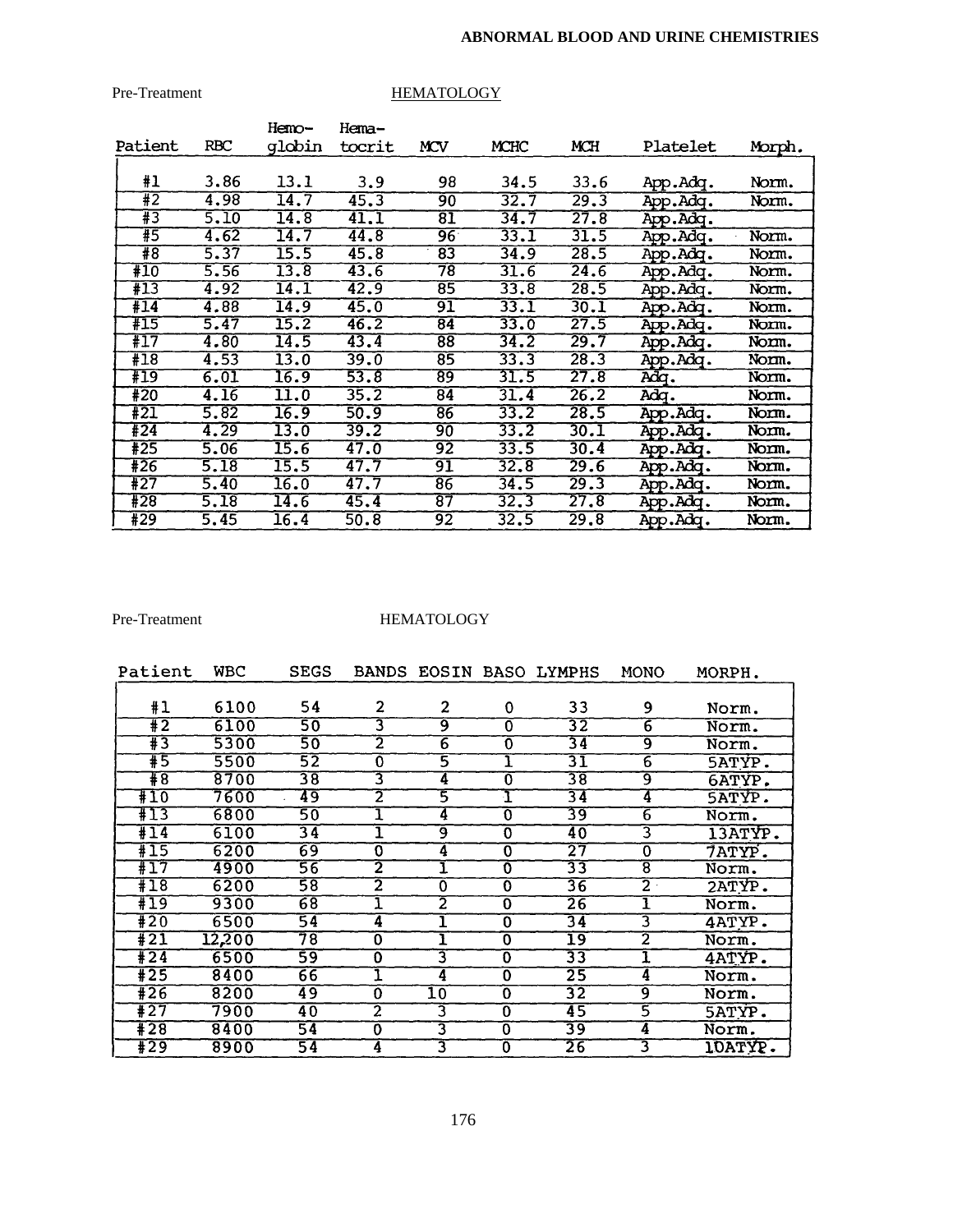## ABNORMAL BLOOD AND URINE CHEMISTRIES

Pre-Treatment HEMATOLOGY

| Patient | RBC | Hemo-globin | Hema-tocrit | MCV | MCHC | MCH | Platelet | Morph. |
|---|---|---|---|---|---|---|---|---|
| #1 | 3.86 | 13.1 | 3.9 | 98 | 34.5 | 33.6 | App.Adq. | Norm. |
| #2 | 4.98 | 14.7 | 45.3 | 90 | 32.7 | 29.3 | App.Adq. | Norm. |
| #3 | 5.10 | 14.8 | 41.1 | 81 | 34.7 | 27.8 | App.Adq. | |
| #5 | 4.62 | 14.7 | 44.8 | 96 | 33.1 | 31.5 | App.Adq. | Norm. |
| #8 | 5.37 | 15.5 | 45.8 | 83 | 34.9 | 28.5 | App.Adq. | Norm. |
| #10 | 5.56 | 13.8 | 43.6 | 78 | 31.6 | 24.6 | App.Adq. | Norm. |
| #13 | 4.92 | 14.1 | 42.9 | 85 | 33.8 | 28.5 | App.Adq. | Norm. |
| #14 | 4.88 | 14.9 | 45.0 | 91 | 33.1 | 30.1 | App.Adq. | Norm. |
| #15 | 5.47 | 15.2 | 46.2 | 84 | 33.0 | 27.5 | App.Adq. | Norm. |
| #17 | 4.80 | 14.5 | 43.4 | 88 | 34.2 | 29.7 | App.Adq. | Norm. |
| #18 | 4.53 | 13.0 | 39.0 | 85 | 33.3 | 28.3 | App.Adq. | Norm. |
| #19 | 6.01 | 16.9 | 53.8 | 89 | 31.5 | 27.8 | Adq. | Norm. |
| #20 | 4.16 | 11.0 | 35.2 | 84 | 31.4 | 26.2 | Adq. | Norm. |
| #21 | 5.82 | 16.9 | 50.9 | 86 | 33.2 | 28.5 | App.Adq. | Norm. |
| #24 | 4.29 | 13.0 | 39.2 | 90 | 33.2 | 30.1 | App.Adq. | Norm. |
| #25 | 5.06 | 15.6 | 47.0 | 92 | 33.5 | 30.4 | App.Adq. | Norm. |
| #26 | 5.18 | 15.5 | 47.7 | 91 | 32.8 | 29.6 | App.Adq. | Norm. |
| #27 | 5.40 | 16.0 | 47.7 | 86 | 34.5 | 29.3 | App.Adq. | Norm. |
| #28 | 5.18 | 14.6 | 45.4 | 87 | 32.3 | 27.8 | App.Adq. | Norm. |
| #29 | 5.45 | 16.4 | 50.8 | 92 | 32.5 | 29.8 | App.Adq. | Norm. |

Pre-Treatment HEMATOLOGY

| Patient | WBC | SEGS | BANDS | EOSIN | BASO | LYMPHS | MONO | MORPH. |
|---|---|---|---|---|---|---|---|---|
| #1 | 6100 | 54 | 2 | 2 | 0 | 33 | 9 | Norm. |
| #2 | 6100 | 50 | 3 | 9 | 0 | 32 | 6 | Norm. |
| #3 | 5300 | 50 | 2 | 6 | 0 | 34 | 9 | Norm. |
| #5 | 5500 | 52 | 0 | 5 | 1 | 31 | 6 | 5ATYP. |
| #8 | 8700 | 38 | 3 | 4 | 0 | 38 | 9 | 6ATYP. |
| #10 | 7600 | 49 | 2 | 5 | 1 | 34 | 4 | 5ATYP. |
| #13 | 6800 | 50 | 1 | 4 | 0 | 39 | 6 | Norm. |
| #14 | 6100 | 34 | 1 | 9 | 0 | 40 | 3 | 13ATYP. |
| #15 | 6200 | 69 | 0 | 4 | 0 | 27 | 0 | 7ATYP. |
| #17 | 4900 | 56 | 2 | 1 | 0 | 33 | 8 | Norm. |
| #18 | 6200 | 58 | 2 | 0 | 0 | 36 | 2 | 2ATYP. |
| #19 | 9300 | 68 | 1 | 2 | 0 | 26 | 1 | Norm. |
| #20 | 6500 | 54 | 4 | 1 | 0 | 34 | 3 | 4ATYP. |
| #21 | 12,200 | 78 | 0 | 1 | 0 | 19 | 2 | Norm. |
| #24 | 6500 | 59 | 0 | 3 | 0 | 33 | 1 | 4ATYP. |
| #25 | 8400 | 66 | 1 | 4 | 0 | 25 | 4 | Norm. |
| #26 | 8200 | 49 | 0 | 10 | 0 | 32 | 9 | Norm. |
| #27 | 7900 | 40 | 2 | 3 | 0 | 45 | 5 | 5ATYP. |
| #28 | 8400 | 54 | 0 | 3 | 0 | 39 | 4 | Norm. |
| #29 | 8900 | 54 | 4 | 3 | 0 | 26 | 3 | 10ATYP. |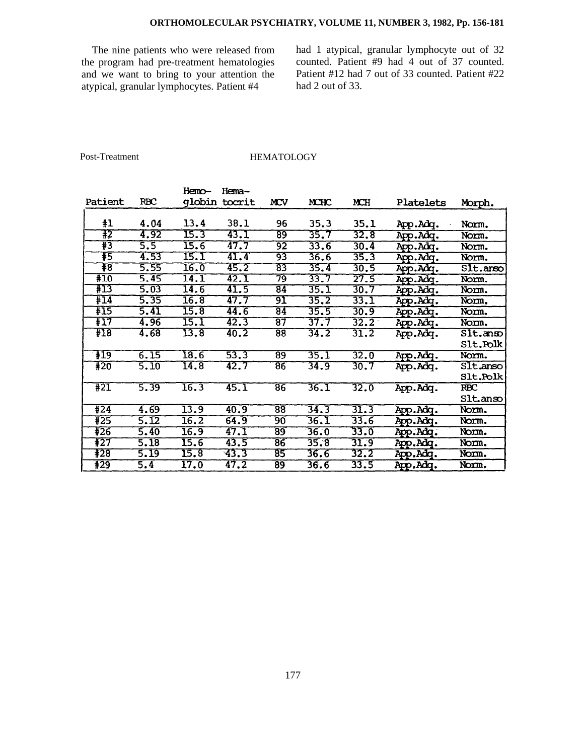The nine patients who were released from the program had pre-treatment hematologies and we want to bring to your attention the atypical, granular lymphocytes. Patient #4 had 1 atypical, granular lymphocyte out of 32 counted. Patient #9 had 4 out of 37 counted. Patient #12 had 7 out of 33 counted. Patient #22 had 2 out of 33.

Post-Treatment HEMATOLOGY

| Patient | RBC | Hemo-globin | Hema-tocrit | MCV | MCHC | MCH | Platelets | Morph. |
|---|---|---|---|---|---|---|---|---|
| #1 | 4.04 | 13.4 | 38.1 | 96 | 35.3 | 35.1 | App.Adq. | Norm. |
| #2 | 4.92 | 15.3 | 43.1 | 89 | 35.7 | 32.8 | App.Adq. | Norm. |
| #3 | 5.5 | 15.6 | 47.7 | 92 | 33.6 | 30.4 | App.Adq. | Norm. |
| #5 | 4.53 | 15.1 | 41.4 | 93 | 36.6 | 35.3 | App.Adq. | Norm. |
| #8 | 5.55 | 16.0 | 45.2 | 83 | 35.4 | 30.5 | App.Adq. | Slt.anso |
| #10 | 5.45 | 14.1 | 42.1 | 79 | 33.7 | 27.5 | App.Adq. | Norm. |
| #13 | 5.03 | 14.6 | 41.5 | 84 | 35.1 | 30.7 | App.Adq. | Norm. |
| #14 | 5.35 | 16.8 | 47.7 | 91 | 35.2 | 33.1 | App.Adq. | Norm. |
| #15 | 5.41 | 15.8 | 44.6 | 84 | 35.5 | 30.9 | App.Adq. | Norm. |
| #17 | 4.96 | 15.1 | 42.3 | 87 | 37.7 | 32.2 | App.Adq. | Norm. |
| #18 | 4.68 | 13.8 | 40.2 | 88 | 34.2 | 31.2 | App.Adq. | Slt.anso Slt.Polk |
| #19 | 6.15 | 18.6 | 53.3 | 89 | 35.1 | 32.0 | App.Adq. | Norm. |
| #20 | 5.10 | 14.8 | 42.7 | 86 | 34.9 | 30.7 | App.Adq. | Slt.anso Slt.Polk |
| #21 | 5.39 | 16.3 | 45.1 | 86 | 36.1 | 32.0 | App.Adq. | RBC Slt.anso |
| #24 | 4.69 | 13.9 | 40.9 | 88 | 34.3 | 31.3 | App.Adq. | Norm. |
| #25 | 5.12 | 16.2 | 64.9 | 90 | 36.1 | 33.6 | App.Adq. | Norm. |
| #26 | 5.40 | 16.9 | 47.1 | 89 | 36.0 | 33.0 | App.Adq. | Norm. |
| #27 | 5.18 | 15.6 | 43.5 | 86 | 35.8 | 31.9 | App.Adq. | Norm. |
| #28 | 5.19 | 15.8 | 43.3 | 85 | 36.6 | 32.2 | App.Adq. | Norm. |
| #29 | 5.4 | 17.0 | 47.2 | 89 | 36.6 | 33.5 | App.Adq. | Norm. |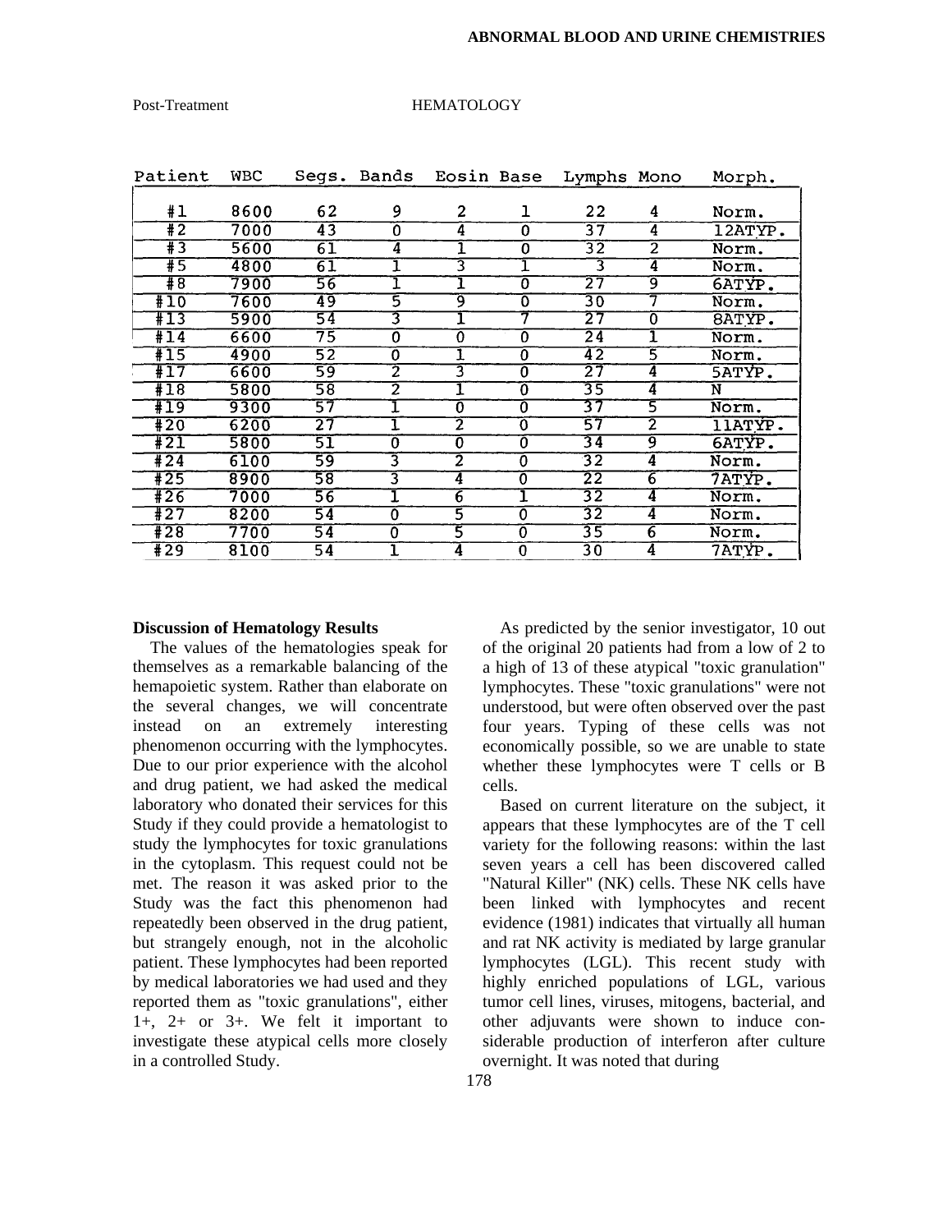Post-Treatment HEMATOLOGY

| Patient | WBC | Segs. | Bands | Eosin | Base | Lymphs | Mono | Morph. |
|---|---|---|---|---|---|---|---|---|
| #1 | 8600 | 62 | 9 | 2 | 1 | 22 | 4 | Norm. |
| #2 | 7000 | 43 | 0 | 4 | 0 | 37 | 4 | 12ATYP. |
| #3 | 5600 | 61 | 4 | 1 | 0 | 32 | 2 | Norm. |
| #5 | 4800 | 61 | 1 | 3 | 1 | 3 | 4 | Norm. |
| #8 | 7900 | 56 | 1 | 1 | 0 | 27 | 9 | 6ATYP. |
| #10 | 7600 | 49 | 5 | 9 | 0 | 30 | 7 | Norm. |
| #13 | 5900 | 54 | 3 | 1 | 7 | 27 | 0 | 8ATYP. |
| #14 | 6600 | 75 | 0 | 0 | 0 | 24 | 1 | Norm. |
| #15 | 4900 | 52 | 0 | 1 | 0 | 42 | 5 | Norm. |
| #17 | 6600 | 59 | 2 | 3 | 0 | 27 | 4 | 5ATYP. |
| #18 | 5800 | 58 | 2 | 1 | 0 | 35 | 4 | N |
| #19 | 9300 | 57 | 1 | 0 | 0 | 37 | 5 | Norm. |
| #20 | 6200 | 27 | 1 | 2 | 0 | 57 | 2 | 11ATYP. |
| #21 | 5800 | 51 | 0 | 0 | 0 | 34 | 9 | 6ATYP. |
| #24 | 6100 | 59 | 3 | 2 | 0 | 32 | 4 | Norm. |
| #25 | 8900 | 58 | 3 | 4 | 0 | 22 | 6 | 7ATYP. |
| #26 | 7000 | 56 | 1 | 6 | 1 | 32 | 4 | Norm. |
| #27 | 8200 | 54 | 0 | 5 | 0 | 32 | 4 | Norm. |
| #28 | 7700 | 54 | 0 | 5 | 0 | 35 | 6 | Norm. |
| #29 | 8100 | 54 | 1 | 4 | 0 | 30 | 4 | 7ATYP. |

**Discussion of Hematology Results**

The values of the hematologies speak for themselves as a remarkable balancing of the hemapoietic system. Rather than elaborate on the several changes, we will concentrate instead on an extremely interesting phenomenon occurring with the lymphocytes. Due to our prior experience with the alcohol and drug patient, we had asked the medical laboratory who donated their services for this Study if they could provide a hematologist to study the lymphocytes for toxic granulations in the cytoplasm. This request could not be met. The reason it was asked prior to the Study was the fact this phenomenon had repeatedly been observed in the drug patient, but strangely enough, not in the alcoholic patient. These lymphocytes had been reported by medical laboratories we had used and they reported them as "toxic granulations", either 1+, 2+ or 3+. We felt it important to investigate these atypical cells more closely in a controlled Study.

As predicted by the senior investigator, 10 out of the original 20 patients had from a low of 2 to a high of 13 of these atypical "toxic granulation" lymphocytes. These "toxic granulations" were not understood, but were often observed over the past four years. Typing of these cells was not economically possible, so we are unable to state whether these lymphocytes were T cells or B cells.

Based on current literature on the subject, it appears that these lymphocytes are of the T cell variety for the following reasons: within the last seven years a cell has been discovered called "Natural Killer" (NK) cells. These NK cells have been linked with lymphocytes and recent evidence (1981) indicates that virtually all human and rat NK activity is mediated by large granular lymphocytes (LGL). This recent study with highly enriched populations of LGL, various tumor cell lines, viruses, mitogens, bacterial, and other adjuvants were shown to induce considerable production of interferon after culture overnight. It was noted that during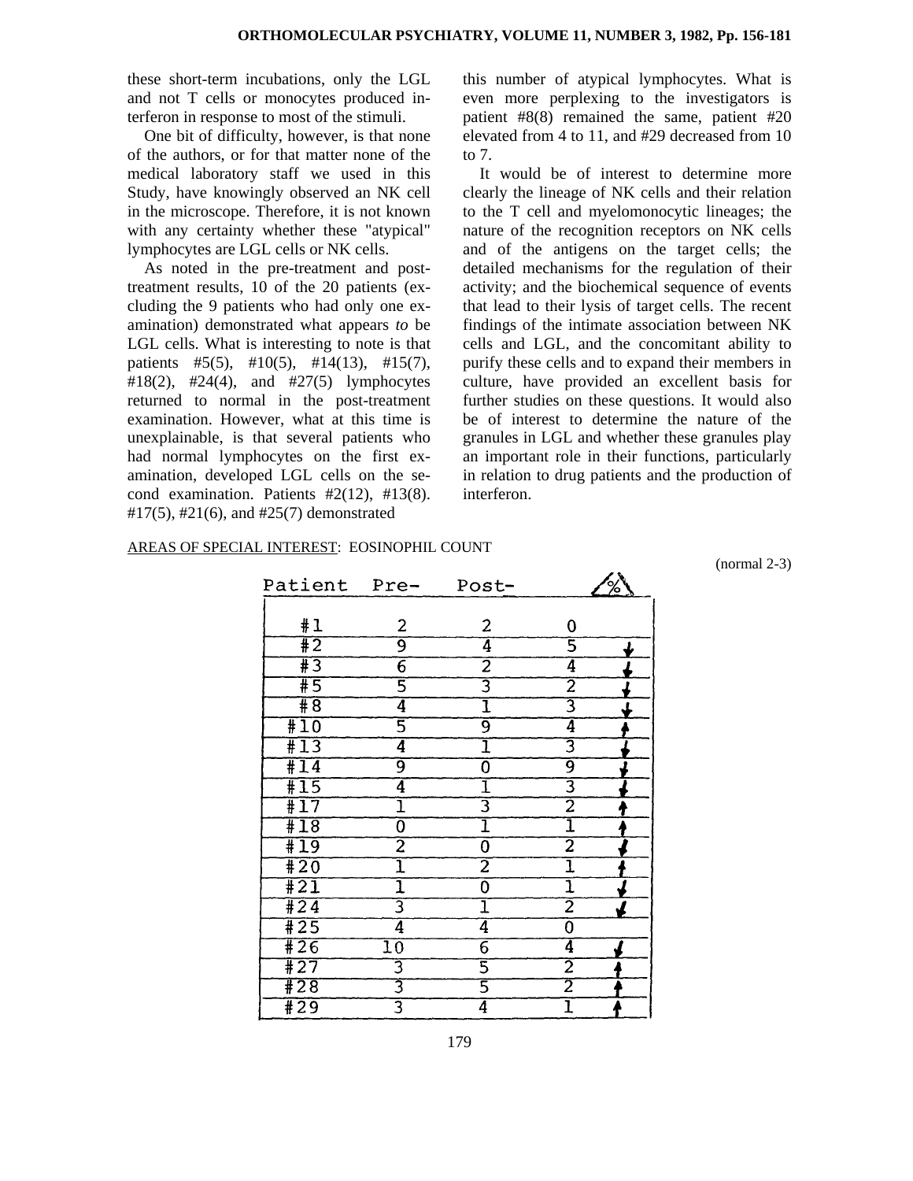these short-term incubations, only the LGL and not T cells or monocytes produced interferon in response to most of the stimuli.

One bit of difficulty, however, is that none of the authors, or for that matter none of the medical laboratory staff we used in this Study, have knowingly observed an NK cell in the microscope. Therefore, it is not known with any certainty whether these "atypical" lymphocytes are LGL cells or NK cells.

As noted in the pre-treatment and post-treatment results, 10 of the 20 patients (excluding the 9 patients who had only one examination) demonstrated what appears *to* be LGL cells. What is interesting to note is that patients #5(5), #10(5), #14(13), #15(7), #18(2), #24(4), and #27(5) lymphocytes returned to normal in the post-treatment examination. However, what at this time is unexplainable, is that several patients who had normal lymphocytes on the first examination, developed LGL cells on the second examination. Patients #2(12), #13(8). #17(5), #21(6), and #25(7) demonstrated this number of atypical lymphocytes. What is even more perplexing to the investigators is patient #8(8) remained the same, patient #20 elevated from 4 to 11, and #29 decreased from 10 to 7.

It would be of interest to determine more clearly the lineage of NK cells and their relation to the T cell and myelomonocytic lineages; the nature of the recognition receptors on NK cells and of the antigens on the target cells; the detailed mechanisms for the regulation of their activity; and the biochemical sequence of events that lead to their lysis of target cells. The recent findings of the intimate association between NK cells and LGL, and the concomitant ability to purify these cells and to expand their members in culture, have provided an excellent basis for further studies on these questions. It would also be of interest to determine the nature of the granules in LGL and whether these granules play an important role in their functions, particularly in relation to drug patients and the production of interferon.

AREAS OF SPECIAL INTEREST: EOSINOPHIL COUNT

(normal 2-3)

| Patient | Pre- | Post- | △% | |
|---|---|---|---|---|
| #1 | 2 | 2 | 0 | |
| #2 | 9 | 4 | 5 | ↓ |
| #3 | 6 | 2 | 4 | ↓ |
| #5 | 5 | 3 | 2 | ↓ |
| #8 | 4 | 1 | 3 | ↓ |
| #10 | 5 | 9 | 4 | ↑ |
| #13 | 4 | 1 | 3 | ↓ |
| #14 | 9 | 0 | 9 | ↓ |
| #15 | 4 | 1 | 3 | ↓ |
| #17 | 1 | 3 | 2 | ↑ |
| #18 | 0 | 1 | 1 | ↑ |
| #19 | 2 | 0 | 2 | ↓ |
| #20 | 1 | 2 | 1 | ↑ |
| #21 | 1 | 0 | 1 | ↓ |
| #24 | 3 | 1 | 2 | ↓ |
| #25 | 4 | 4 | 0 | |
| #26 | 10 | 6 | 4 | ↓ |
| #27 | 3 | 5 | 2 | ↑ |
| #28 | 3 | 5 | 2 | ↑ |
| #29 | 3 | 4 | 1 | ↑ |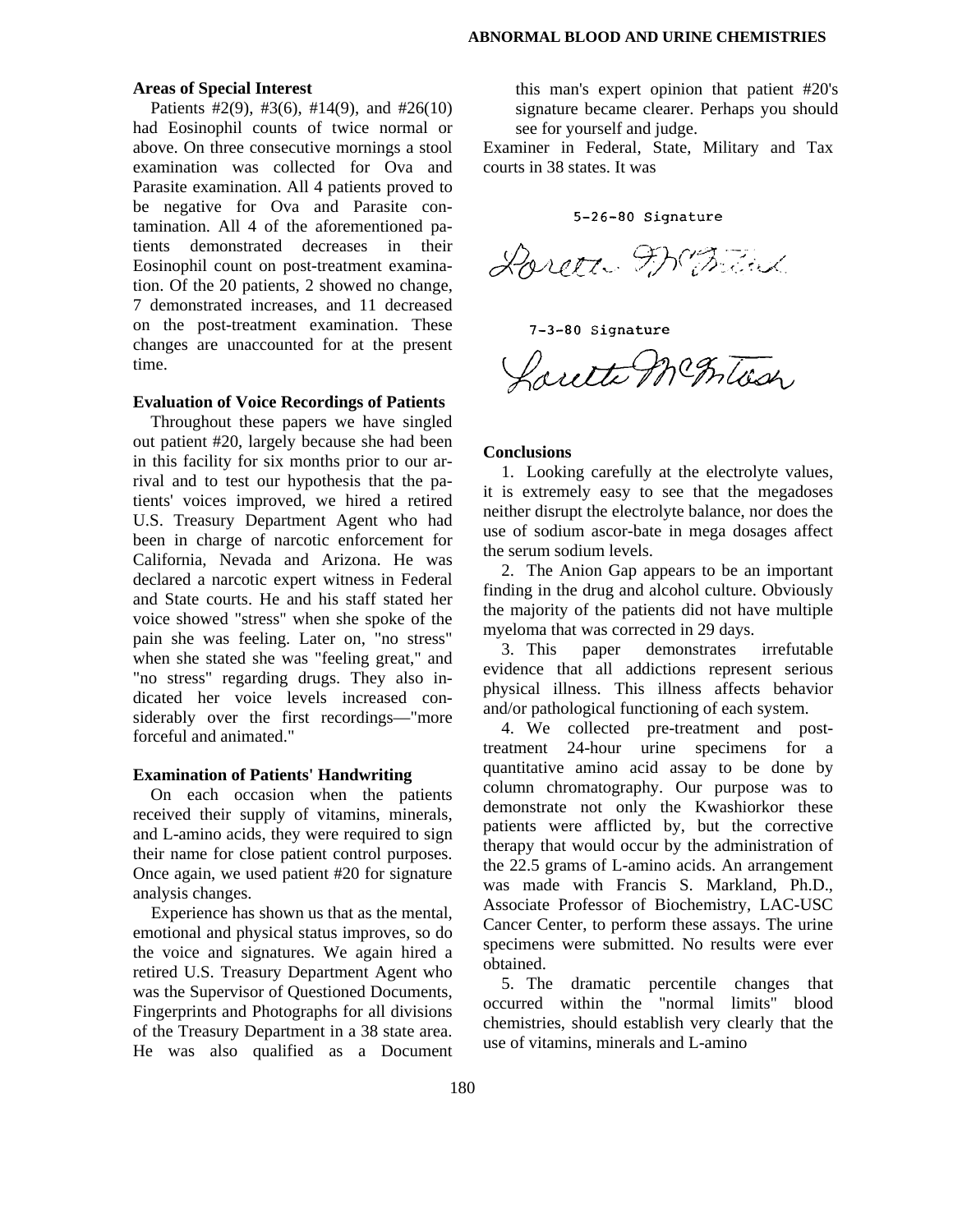### Areas of Special Interest

Patients #2(9), #3(6), #14(9), and #26(10) had Eosinophil counts of twice normal or above. On three consecutive mornings a stool examination was collected for Ova and Parasite examination. All 4 patients proved to be negative for Ova and Parasite contamination. All 4 of the aforementioned patients demonstrated decreases in their Eosinophil count on post-treatment examination. Of the 20 patients, 2 showed no change, 7 demonstrated increases, and 11 decreased on the post-treatment examination. These changes are unaccounted for at the present time.

### Evaluation of Voice Recordings of Patients

Throughout these papers we have singled out patient #20, largely because she had been in this facility for six months prior to our arrival and to test our hypothesis that the patients' voices improved, we hired a retired U.S. Treasury Department Agent who had been in charge of narcotic enforcement for California, Nevada and Arizona. He was declared a narcotic expert witness in Federal and State courts. He and his staff stated her voice showed "stress" when she spoke of the pain she was feeling. Later on, "no stress" when she stated she was "feeling great," and "no stress" regarding drugs. They also indicated her voice levels increased considerably over the first recordings—"more forceful and animated."

### Examination of Patients' Handwriting

On each occasion when the patients received their supply of vitamins, minerals, and L-amino acids, they were required to sign their name for close patient control purposes. Once again, we used patient #20 for signature analysis changes.

Experience has shown us that as the mental, emotional and physical status improves, so do the voice and signatures. We again hired a retired U.S. Treasury Department Agent who was the Supervisor of Questioned Documents, Fingerprints and Photographs for all divisions of the Treasury Department in a 38 state area. He was also qualified as a Document Examiner in Federal, State, Military and Tax courts in 38 states. It was this man's expert opinion that patient #20's signature became clearer. Perhaps you should see for yourself and judge.

5-26-80 Signature

7-3-80 Signature

### Conclusions

1. Looking carefully at the electrolyte values, it is extremely easy to see that the megadoses neither disrupt the electrolyte balance, nor does the use of sodium ascor-bate in mega dosages affect the serum sodium levels.

2. The Anion Gap appears to be an important finding in the drug and alcohol culture. Obviously the majority of the patients did not have multiple myeloma that was corrected in 29 days.

3. This paper demonstrates irrefutable evidence that all addictions represent serious physical illness. This illness affects behavior and/or pathological functioning of each system.

4. We collected pre-treatment and post-treatment 24-hour urine specimens for a quantitative amino acid assay to be done by column chromatography. Our purpose was to demonstrate not only the Kwashiorkor these patients were afflicted by, but the corrective therapy that would occur by the administration of the 22.5 grams of L-amino acids. An arrangement was made with Francis S. Markland, Ph.D., Associate Professor of Biochemistry, LAC-USC Cancer Center, to perform these assays. The urine specimens were submitted. No results were ever obtained.

5. The dramatic percentile changes that occurred within the "normal limits" blood chemistries, should establish very clearly that the use of vitamins, minerals and L-amino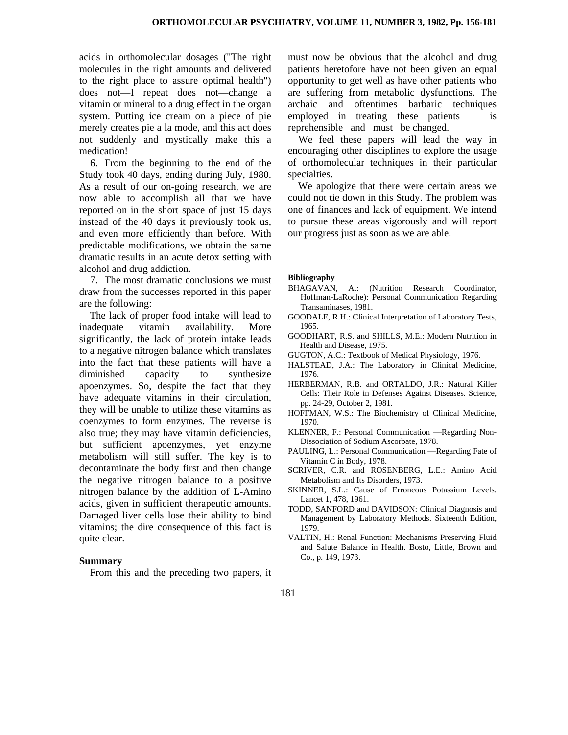acids in orthomolecular dosages ("The right molecules in the right amounts and delivered to the right place to assure optimal health") does not—I repeat does not—change a vitamin or mineral to a drug effect in the organ system. Putting ice cream on a piece of pie merely creates pie a la mode, and this act does not suddenly and mystically make this a medication!

6. From the beginning to the end of the Study took 40 days, ending during July, 1980. As a result of our on-going research, we are now able to accomplish all that we have reported on in the short space of just 15 days instead of the 40 days it previously took us, and even more efficiently than before. With predictable modifications, we obtain the same dramatic results in an acute detox setting with alcohol and drug addiction.

7. The most dramatic conclusions we must draw from the successes reported in this paper are the following:

The lack of proper food intake will lead to inadequate vitamin availability. More significantly, the lack of protein intake leads to a negative nitrogen balance which translates into the fact that these patients will have a diminished capacity to synthesize apoenzymes. So, despite the fact that they have adequate vitamins in their circulation, they will be unable to utilize these vitamins as coenzymes to form enzymes. The reverse is also true; they may have vitamin deficiencies, but sufficient apoenzymes, yet enzyme metabolism will still suffer. The key is to decontaminate the body first and then change the negative nitrogen balance to a positive nitrogen balance by the addition of L-Amino acids, given in sufficient therapeutic amounts. Damaged liver cells lose their ability to bind vitamins; the dire consequence of this fact is quite clear.

## Summary

From this and the preceding two papers, it must now be obvious that the alcohol and drug patients heretofore have not been given an equal opportunity to get well as have other patients who are suffering from metabolic dysfunctions. The archaic and oftentimes barbaric techniques employed in treating these patients is reprehensible and must be changed.

We feel these papers will lead the way in encouraging other disciplines to explore the usage of orthomolecular techniques in their particular specialties.

We apologize that there were certain areas we could not tie down in this Study. The problem was one of finances and lack of equipment. We intend to pursue these areas vigorously and will report our progress just as soon as we are able.

### Bibliography

BHAGAVAN, A.: (Nutrition Research Coordinator, Hoffman-LaRoche): Personal Communication Regarding Transaminases, 1981.

GOODALE, R.H.: Clinical Interpretation of Laboratory Tests, 1965.

GOODHART, R.S. and SHILLS, M.E.: Modern Nutrition in Health and Disease, 1975.

GUGTON, A.C.: Textbook of Medical Physiology, 1976.

HALSTEAD, J.A.: The Laboratory in Clinical Medicine, 1976.

HERBERMAN, R.B. and ORTALDO, J.R.: Natural Killer Cells: Their Role in Defenses Against Diseases. Science, pp. 24-29, October 2, 1981.

HOFFMAN, W.S.: The Biochemistry of Clinical Medicine, 1970.

KLENNER, F.: Personal Communication —Regarding Non-Dissociation of Sodium Ascorbate, 1978.

PAULING, L.: Personal Communication —Regarding Fate of Vitamin C in Body, 1978.

SCRIVER, C.R. and ROSENBERG, L.E.: Amino Acid Metabolism and Its Disorders, 1973.

SKINNER, S.L.: Cause of Erroneous Potassium Levels. Lancet 1, 478, 1961.

TODD, SANFORD and DAVIDSON: Clinical Diagnosis and Management by Laboratory Methods. Sixteenth Edition, 1979.

VALTIN, H.: Renal Function: Mechanisms Preserving Fluid and Salute Balance in Health. Bosto, Little, Brown and Co., p. 149, 1973.